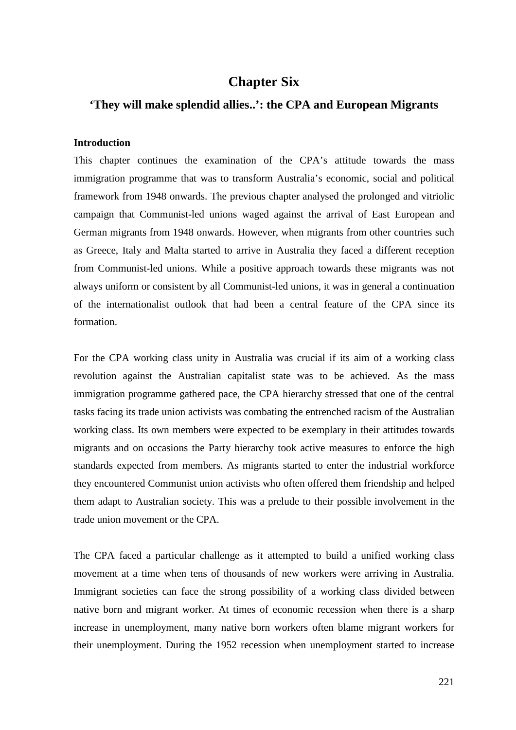# Chapter Six

## 'They will make splendid allies..': the CPA and European Migrants

### Introduction

This chapter continues the examination of the CPA's attitude towards the mass immigration programme that was to transform Australia's economic, social and political framework from 1948 onwards. The previous chapter analysed the prolonged and vitriolic campaign that Communist-led unions waged against the arrival of East European and German migrants from 1948 onwards. However, when migrants from other countries such as Greece, Italy and Malta started to arrive in Australia they faced a different reception from Communist-led unions. While a positive approach towards these migrants was not always uniform or consistent by all Communist-led unions, it was in general a continuation of the internationalist outlook that had been a central feature of the CPA since its formation.

For the CPA working class unity in Australia was crucial if its aim of a working class revolution against the Australian capitalist state was to be achieved. As the mass immigration programme gathered pace, the CPA hierarchy stressed that one of the central tasks facing its trade union activists was combating the entrenched racism of the Australian working class. Its own members were expected to be exemplary in their attitudes towards migrants and on occasions the Party hierarchy took active measures to enforce the high standards expected from members. As migrants started to enter the industrial workforce they encountered Communist union activists who often offered them friendship and helped them adapt to Australian society. This was a prelude to their possible involvement in the trade union movement or the CPA.

The CPA faced a particular challenge as it attempted to build a unified working class movement at a time when tens of thousands of new workers were arriving in Australia. Immigrant societies can face the strong possibility of a working class divided between native born and migrant worker. At times of economic recession when there is a sharp increase in unemployment, many native born workers often blame migrant workers for their unemployment. During the 1952 recession when unemployment started to increase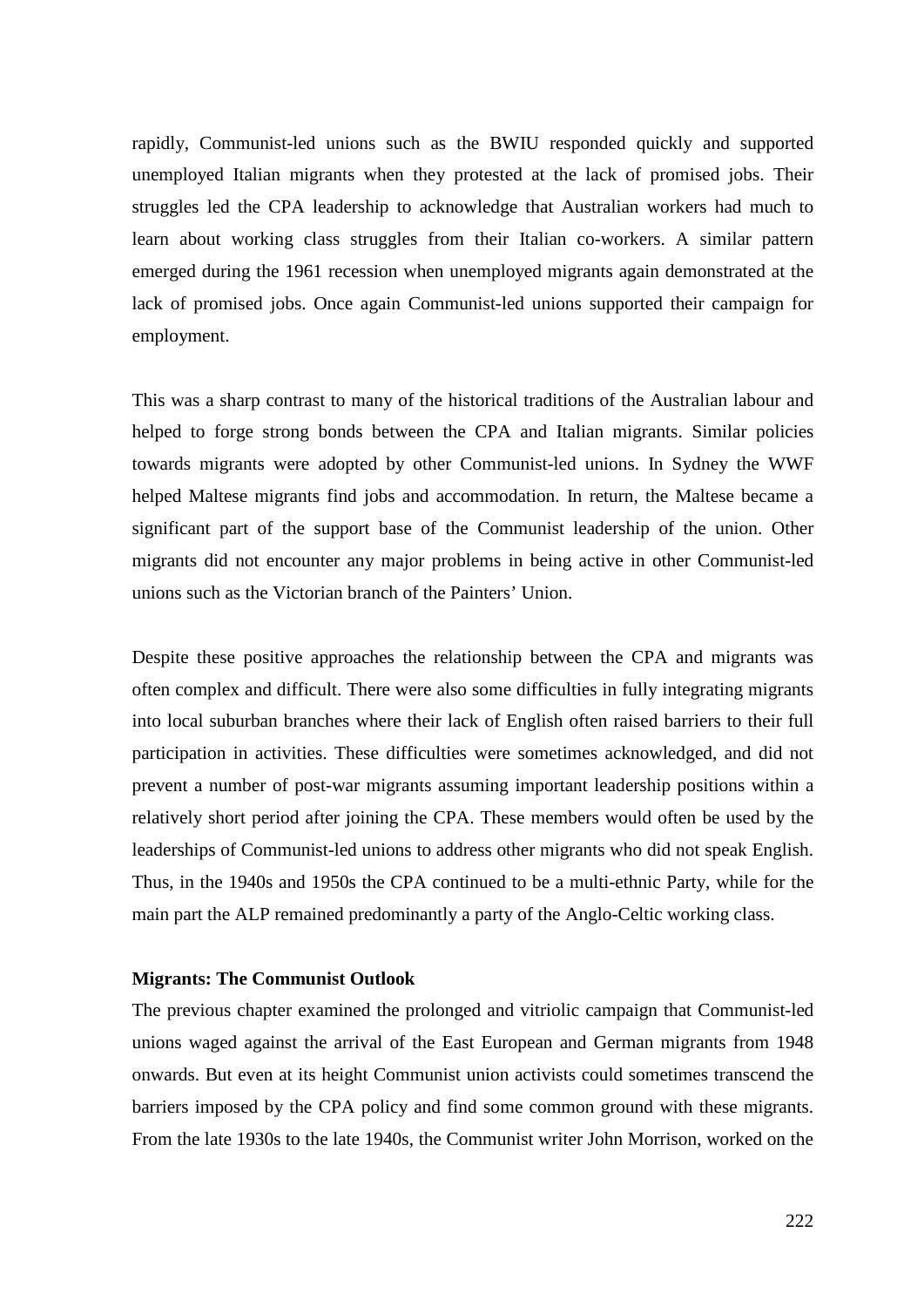rapidly, Communist-led unions such as the BWIU responded quickly and supported unemployed Italian migrants when they protested at the lack of promised jobs. Their struggles led the CPA leadership to acknowledge that Australian workers had much to learn about working class struggles from their Italian co-workers. A similar pattern emerged during the 1961 recession when unemployed migrants again demonstrated at the lack of promised jobs. Once again Communist-led unions supported their campaign for employment.

This was a sharp contrast to many of the historical traditions of the Australian labour and helped to forge strong bonds between the CPA and Italian migrants. Similar policies towards migrants were adopted by other Communist-led unions. In Sydney the WWF helped Maltese migrants find jobs and accommodation. In return, the Maltese became a significant part of the support base of the Communist leadership of the union. Other migrants did not encounter any major problems in being active in other Communist-led unions such as the Victorian branch of the Painters' Union.

Despite these positive approaches the relationship between the CPA and migrants was often complex and difficult. There were also some difficulties in fully integrating migrants into local suburban branches where their lack of English often raised barriers to their full participation in activities. These difficulties were sometimes acknowledged, and did not prevent a number of post-war migrants assuming important leadership positions within a relatively short period after joining the CPA. These members would often be used by the leaderships of Communist-led unions to address other migrants who did not speak English. Thus, in the 1940s and 1950s the CPA continued to be a multi-ethnic Party, while for the main part the ALP remained predominantly a party of the Anglo-Celtic working class.

**Migrants: The Communist Outlook**

The previous chapter examined the prolonged and vitriolic campaign that Communist-led unions waged against the arrival of the East European and German migrants from 1948 onwards. But even at its height Communist union activists could sometimes transcend the barriers imposed by the CPA policy and find some common ground with these migrants. From the late 1930s to the late 1940s, the Communist writer John Morrison, worked on the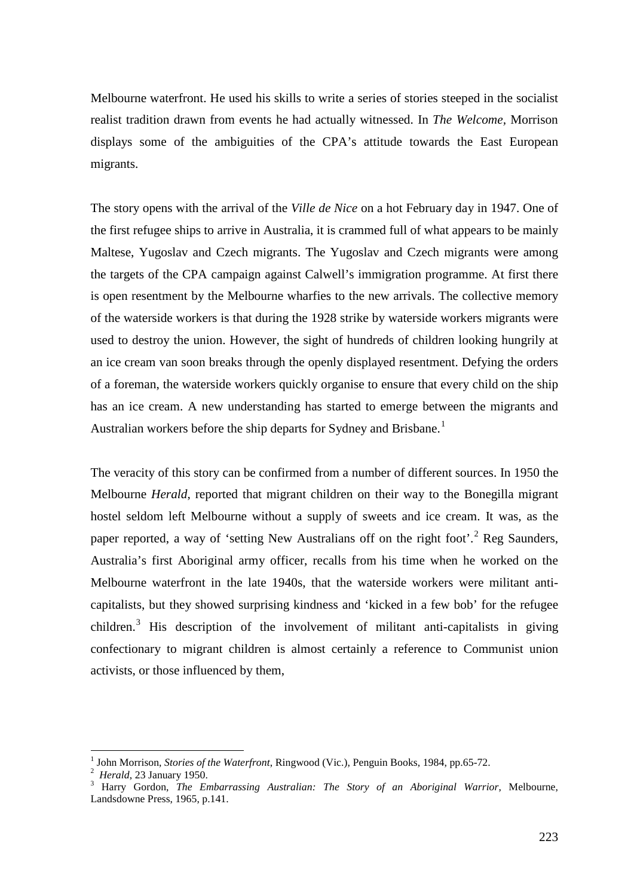Melbourne waterfront. He used his skills to write a series of stories steeped in the socialist realist tradition drawn from events he had actually witnessed. In *The Welcome*, Morrison displays some of the ambiguities of the CPA's attitude towards the East European migrants.

The story opens with the arrival of the *Ville de Nice* on a hot February day in 1947. One of the first refugee ships to arrive in Australia, it is crammed full of what appears to be mainly Maltese, Yugoslav and Czech migrants. The Yugoslav and Czech migrants were among the targets of the CPA campaign against Calwell's immigration programme. At first there is open resentment by the Melbourne wharfies to the new arrivals. The collective memory of the waterside workers is that during the 1928 strike by waterside workers migrants were used to destroy the union. However, the sight of hundreds of children looking hungrily at an ice cream van soon breaks through the openly displayed resentment. Defying the orders of a foreman, the waterside workers quickly organise to ensure that every child on the ship has an ice cream. A new understanding has started to emerge between the migrants and Australian workers before the ship departs for Sydney and Brisbane.[1]

The veracity of this story can be confirmed from a number of different sources. In 1950 the Melbourne *Herald*, reported that migrant children on their way to the Bonegilla migrant hostel seldom left Melbourne without a supply of sweets and ice cream. It was, as the paper reported, a way of 'setting New Australians off on the right foot'.[2] Reg Saunders, Australia's first Aboriginal army officer, recalls from his time when he worked on the Melbourne waterfront in the late 1940s, that the waterside workers were militant anti-capitalists, but they showed surprising kindness and 'kicked in a few bob' for the refugee children.[3] His description of the involvement of militant anti-capitalists in giving confectionary to migrant children is almost certainly a reference to Communist union activists, or those influenced by them,

---

[1] John Morrison, *Stories of the Waterfront*, Ringwood (Vic.), Penguin Books, 1984, pp.65-72.

[2] *Herald*, 23 January 1950.

[3] Harry Gordon, *The Embarrassing Australian: The Story of an Aboriginal Warrior*, Melbourne, Landsdowne Press, 1965, p.141.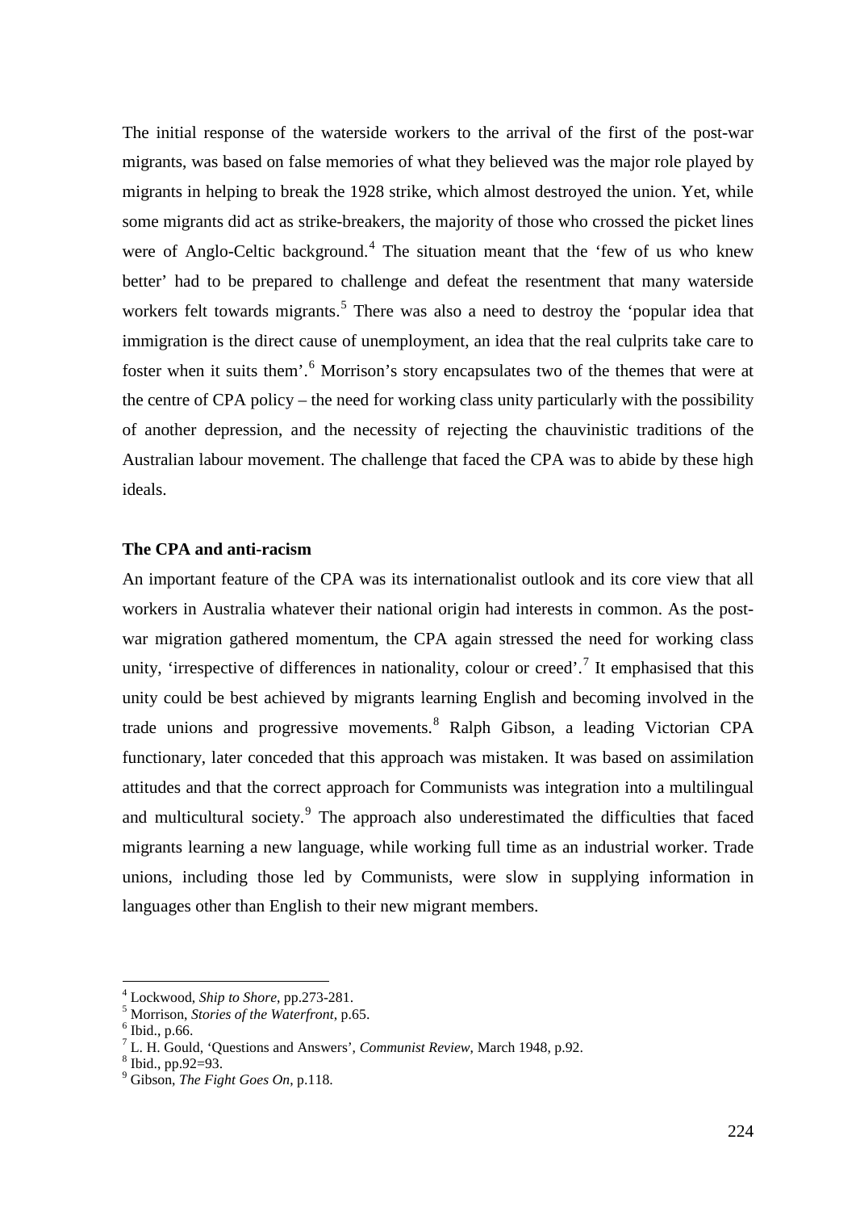The initial response of the waterside workers to the arrival of the first of the post-war migrants, was based on false memories of what they believed was the major role played by migrants in helping to break the 1928 strike, which almost destroyed the union. Yet, while some migrants did act as strike-breakers, the majority of those who crossed the picket lines were of Anglo-Celtic background.[4] The situation meant that the 'few of us who knew better' had to be prepared to challenge and defeat the resentment that many waterside workers felt towards migrants.[5] There was also a need to destroy the 'popular idea that immigration is the direct cause of unemployment, an idea that the real culprits take care to foster when it suits them'.[6] Morrison's story encapsulates two of the themes that were at the centre of CPA policy – the need for working class unity particularly with the possibility of another depression, and the necessity of rejecting the chauvinistic traditions of the Australian labour movement. The challenge that faced the CPA was to abide by these high ideals.

**The CPA and anti-racism**

An important feature of the CPA was its internationalist outlook and its core view that all workers in Australia whatever their national origin had interests in common. As the post-war migration gathered momentum, the CPA again stressed the need for working class unity, 'irrespective of differences in nationality, colour or creed'.[7] It emphasised that this unity could be best achieved by migrants learning English and becoming involved in the trade unions and progressive movements.[8] Ralph Gibson, a leading Victorian CPA functionary, later conceded that this approach was mistaken. It was based on assimilation attitudes and that the correct approach for Communists was integration into a multilingual and multicultural society.[9] The approach also underestimated the difficulties that faced migrants learning a new language, while working full time as an industrial worker. Trade unions, including those led by Communists, were slow in supplying information in languages other than English to their new migrant members.

---

[4] Lockwood, *Ship to Shore*, pp.273-281.
[5] Morrison, *Stories of the Waterfront*, p.65.
[6] Ibid., p.66.
[7] L. H. Gould, 'Questions and Answers', *Communist Review*, March 1948, p.92.
[8] Ibid., pp.92=93.
[9] Gibson, *The Fight Goes On*, p.118.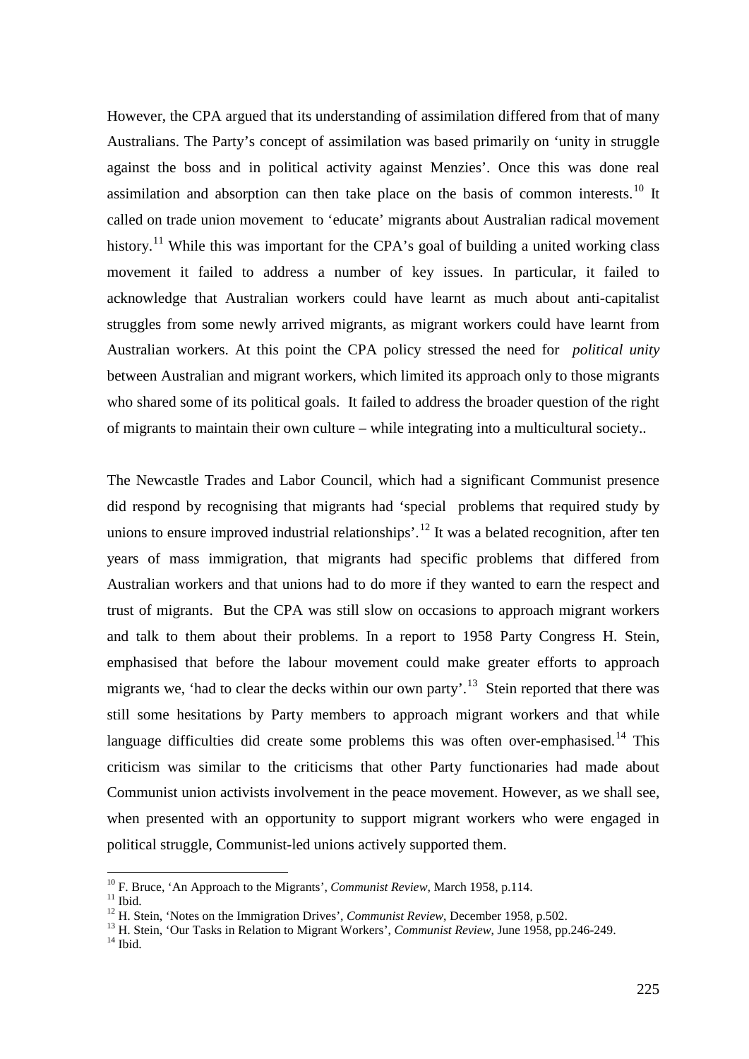However, the CPA argued that its understanding of assimilation differed from that of many Australians. The Party's concept of assimilation was based primarily on 'unity in struggle against the boss and in political activity against Menzies'. Once this was done real assimilation and absorption can then take place on the basis of common interests.[10] It called on trade union movement to 'educate' migrants about Australian radical movement history.[11] While this was important for the CPA's goal of building a united working class movement it failed to address a number of key issues. In particular, it failed to acknowledge that Australian workers could have learnt as much about anti-capitalist struggles from some newly arrived migrants, as migrant workers could have learnt from Australian workers. At this point the CPA policy stressed the need for *political unity* between Australian and migrant workers, which limited its approach only to those migrants who shared some of its political goals. It failed to address the broader question of the right of migrants to maintain their own culture – while integrating into a multicultural society..

The Newcastle Trades and Labor Council, which had a significant Communist presence did respond by recognising that migrants had 'special problems that required study by unions to ensure improved industrial relationships'.[12] It was a belated recognition, after ten years of mass immigration, that migrants had specific problems that differed from Australian workers and that unions had to do more if they wanted to earn the respect and trust of migrants. But the CPA was still slow on occasions to approach migrant workers and talk to them about their problems. In a report to 1958 Party Congress H. Stein, emphasised that before the labour movement could make greater efforts to approach migrants we, 'had to clear the decks within our own party'.[13] Stein reported that there was still some hesitations by Party members to approach migrant workers and that while language difficulties did create some problems this was often over-emphasised.[14] This criticism was similar to the criticisms that other Party functionaries had made about Communist union activists involvement in the peace movement. However, as we shall see, when presented with an opportunity to support migrant workers who were engaged in political struggle, Communist-led unions actively supported them.

---

[10] F. Bruce, 'An Approach to the Migrants', *Communist Review*, March 1958, p.114.

[11] Ibid.

[12] H. Stein, 'Notes on the Immigration Drives', *Communist Review*, December 1958, p.502.

[13] H. Stein, 'Our Tasks in Relation to Migrant Workers', *Communist Review*, June 1958, pp.246-249.

[14] Ibid.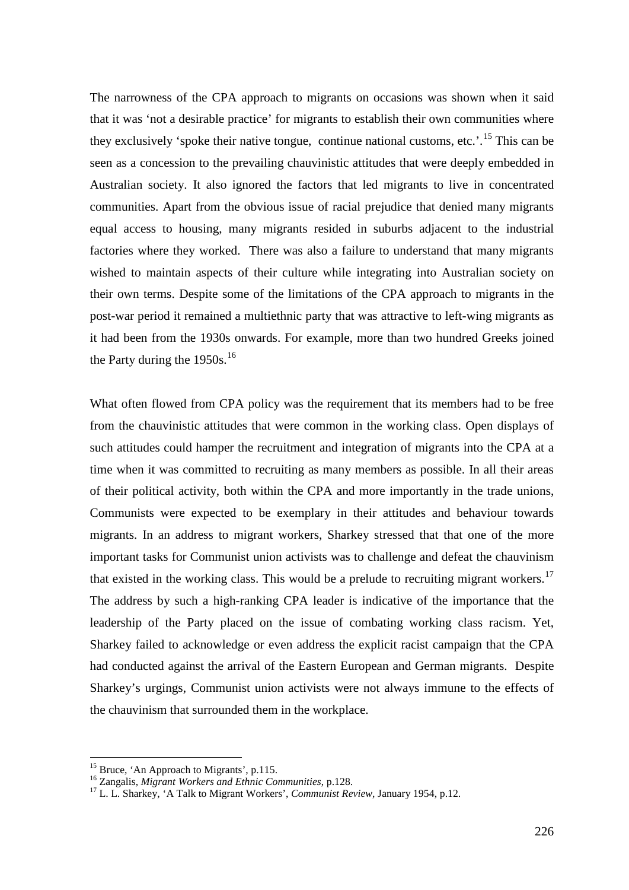The narrowness of the CPA approach to migrants on occasions was shown when it said that it was 'not a desirable practice' for migrants to establish their own communities where they exclusively 'spoke their native tongue,  continue national customs, etc.'.[15] This can be seen as a concession to the prevailing chauvinistic attitudes that were deeply embedded in Australian society. It also ignored the factors that led migrants to live in concentrated communities. Apart from the obvious issue of racial prejudice that denied many migrants equal access to housing, many migrants resided in suburbs adjacent to the industrial factories where they worked.  There was also a failure to understand that many migrants wished to maintain aspects of their culture while integrating into Australian society on their own terms. Despite some of the limitations of the CPA approach to migrants in the post-war period it remained a multiethnic party that was attractive to left-wing migrants as it had been from the 1930s onwards. For example, more than two hundred Greeks joined the Party during the 1950s.[16]

What often flowed from CPA policy was the requirement that its members had to be free from the chauvinistic attitudes that were common in the working class. Open displays of such attitudes could hamper the recruitment and integration of migrants into the CPA at a time when it was committed to recruiting as many members as possible. In all their areas of their political activity, both within the CPA and more importantly in the trade unions, Communists were expected to be exemplary in their attitudes and behaviour towards migrants. In an address to migrant workers, Sharkey stressed that that one of the more important tasks for Communist union activists was to challenge and defeat the chauvinism that existed in the working class. This would be a prelude to recruiting migrant workers.[17] The address by such a high-ranking CPA leader is indicative of the importance that the leadership of the Party placed on the issue of combating working class racism. Yet, Sharkey failed to acknowledge or even address the explicit racist campaign that the CPA had conducted against the arrival of the Eastern European and German migrants.  Despite Sharkey's urgings, Communist union activists were not always immune to the effects of the chauvinism that surrounded them in the workplace.

---

[15] Bruce, 'An Approach to Migrants', p.115.

[16] Zangalis, *Migrant Workers and Ethnic Communities*, p.128.

[17] L. L. Sharkey, 'A Talk to Migrant Workers', *Communist Review*, January 1954, p.12.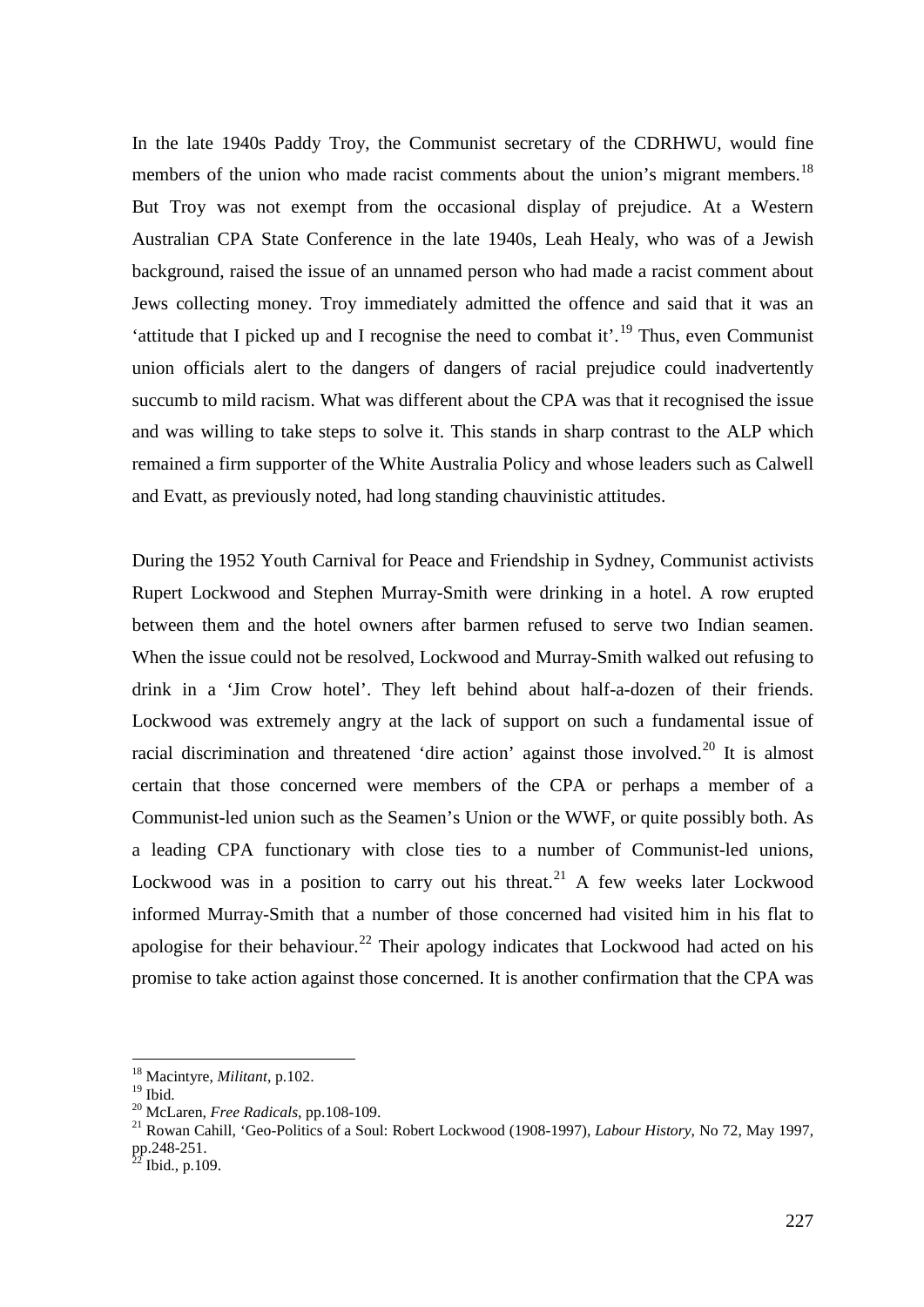In the late 1940s Paddy Troy, the Communist secretary of the CDRHWU, would fine members of the union who made racist comments about the union's migrant members.[18] But Troy was not exempt from the occasional display of prejudice. At a Western Australian CPA State Conference in the late 1940s, Leah Healy, who was of a Jewish background, raised the issue of an unnamed person who had made a racist comment about Jews collecting money. Troy immediately admitted the offence and said that it was an 'attitude that I picked up and I recognise the need to combat it'.[19] Thus, even Communist union officials alert to the dangers of dangers of racial prejudice could inadvertently succumb to mild racism. What was different about the CPA was that it recognised the issue and was willing to take steps to solve it. This stands in sharp contrast to the ALP which remained a firm supporter of the White Australia Policy and whose leaders such as Calwell and Evatt, as previously noted, had long standing chauvinistic attitudes.

During the 1952 Youth Carnival for Peace and Friendship in Sydney, Communist activists Rupert Lockwood and Stephen Murray-Smith were drinking in a hotel. A row erupted between them and the hotel owners after barmen refused to serve two Indian seamen. When the issue could not be resolved, Lockwood and Murray-Smith walked out refusing to drink in a 'Jim Crow hotel'. They left behind about half-a-dozen of their friends. Lockwood was extremely angry at the lack of support on such a fundamental issue of racial discrimination and threatened 'dire action' against those involved.[20] It is almost certain that those concerned were members of the CPA or perhaps a member of a Communist-led union such as the Seamen's Union or the WWF, or quite possibly both. As a leading CPA functionary with close ties to a number of Communist-led unions, Lockwood was in a position to carry out his threat.[21] A few weeks later Lockwood informed Murray-Smith that a number of those concerned had visited him in his flat to apologise for their behaviour.[22] Their apology indicates that Lockwood had acted on his promise to take action against those concerned. It is another confirmation that the CPA was

---

[18] Macintyre, *Militant*, p.102.

[19] Ibid.

[20] McLaren, *Free Radicals*, pp.108-109.

[21] Rowan Cahill, 'Geo-Politics of a Soul: Robert Lockwood (1908-1997), *Labour History*, No 72, May 1997, pp.248-251.

[22] Ibid., p.109.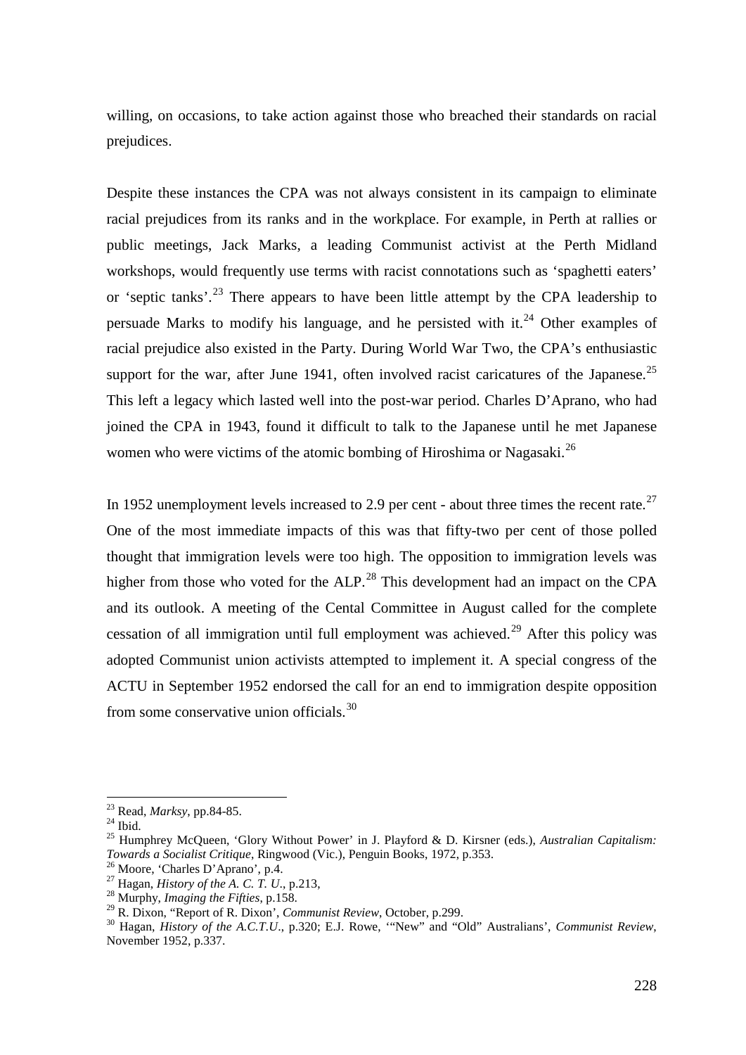willing, on occasions, to take action against those who breached their standards on racial prejudices.

Despite these instances the CPA was not always consistent in its campaign to eliminate racial prejudices from its ranks and in the workplace. For example, in Perth at rallies or public meetings, Jack Marks, a leading Communist activist at the Perth Midland workshops, would frequently use terms with racist connotations such as 'spaghetti eaters' or 'septic tanks'.[23] There appears to have been little attempt by the CPA leadership to persuade Marks to modify his language, and he persisted with it.[24] Other examples of racial prejudice also existed in the Party. During World War Two, the CPA's enthusiastic support for the war, after June 1941, often involved racist caricatures of the Japanese.[25] This left a legacy which lasted well into the post-war period. Charles D'Aprano, who had joined the CPA in 1943, found it difficult to talk to the Japanese until he met Japanese women who were victims of the atomic bombing of Hiroshima or Nagasaki.[26]

In 1952 unemployment levels increased to 2.9 per cent - about three times the recent rate.[27] One of the most immediate impacts of this was that fifty-two per cent of those polled thought that immigration levels were too high. The opposition to immigration levels was higher from those who voted for the ALP.[28] This development had an impact on the CPA and its outlook. A meeting of the Cental Committee in August called for the complete cessation of all immigration until full employment was achieved.[29] After this policy was adopted Communist union activists attempted to implement it. A special congress of the ACTU in September 1952 endorsed the call for an end to immigration despite opposition from some conservative union officials.[30]

---

[23] Read, *Marksy*, pp.84-85.
[24] Ibid.
[25] Humphrey McQueen, 'Glory Without Power' in J. Playford & D. Kirsner (eds.), *Australian Capitalism: Towards a Socialist Critique*, Ringwood (Vic.), Penguin Books, 1972, p.353.
[26] Moore, 'Charles D'Aprano', p.4.
[27] Hagan, *History of the A. C. T. U.*, p.213,
[28] Murphy, *Imaging the Fifties*, p.158.
[29] R. Dixon, "Report of R. Dixon', *Communist Review*, October, p.299.
[30] Hagan, *History of the A.C.T.U.*, p.320; E.J. Rowe, '"New" and "Old" Australians', *Communist Review*, November 1952, p.337.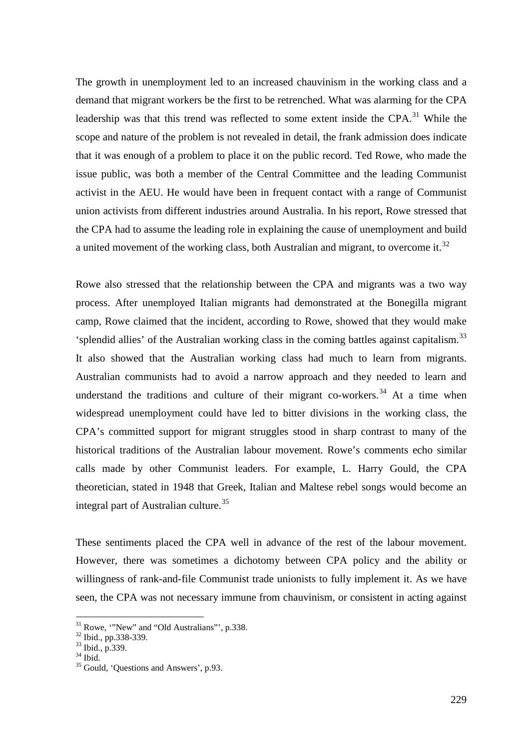The growth in unemployment led to an increased chauvinism in the working class and a demand that migrant workers be the first to be retrenched. What was alarming for the CPA leadership was that this trend was reflected to some extent inside the CPA.[31] While the scope and nature of the problem is not revealed in detail, the frank admission does indicate that it was enough of a problem to place it on the public record. Ted Rowe, who made the issue public, was both a member of the Central Committee and the leading Communist activist in the AEU. He would have been in frequent contact with a range of Communist union activists from different industries around Australia. In his report, Rowe stressed that the CPA had to assume the leading role in explaining the cause of unemployment and build a united movement of the working class, both Australian and migrant, to overcome it.[32]

Rowe also stressed that the relationship between the CPA and migrants was a two way process. After unemployed Italian migrants had demonstrated at the Bonegilla migrant camp, Rowe claimed that the incident, according to Rowe, showed that they would make 'splendid allies' of the Australian working class in the coming battles against capitalism.[33] It also showed that the Australian working class had much to learn from migrants. Australian communists had to avoid a narrow approach and they needed to learn and understand the traditions and culture of their migrant co-workers.[34] At a time when widespread unemployment could have led to bitter divisions in the working class, the CPA's committed support for migrant struggles stood in sharp contrast to many of the historical traditions of the Australian labour movement. Rowe's comments echo similar calls made by other Communist leaders. For example, L. Harry Gould, the CPA theoretician, stated in 1948 that Greek, Italian and Maltese rebel songs would become an integral part of Australian culture.[35]

These sentiments placed the CPA well in advance of the rest of the labour movement. However, there was sometimes a dichotomy between CPA policy and the ability or willingness of rank-and-file Communist trade unionists to fully implement it. As we have seen, the CPA was not necessary immune from chauvinism, or consistent in acting against

---

[31] Rowe, '"New" and "Old Australians"', p.338.
[32] Ibid., pp.338-339.
[33] Ibid., p.339.
[34] Ibid.
[35] Gould, 'Questions and Answers', p.93.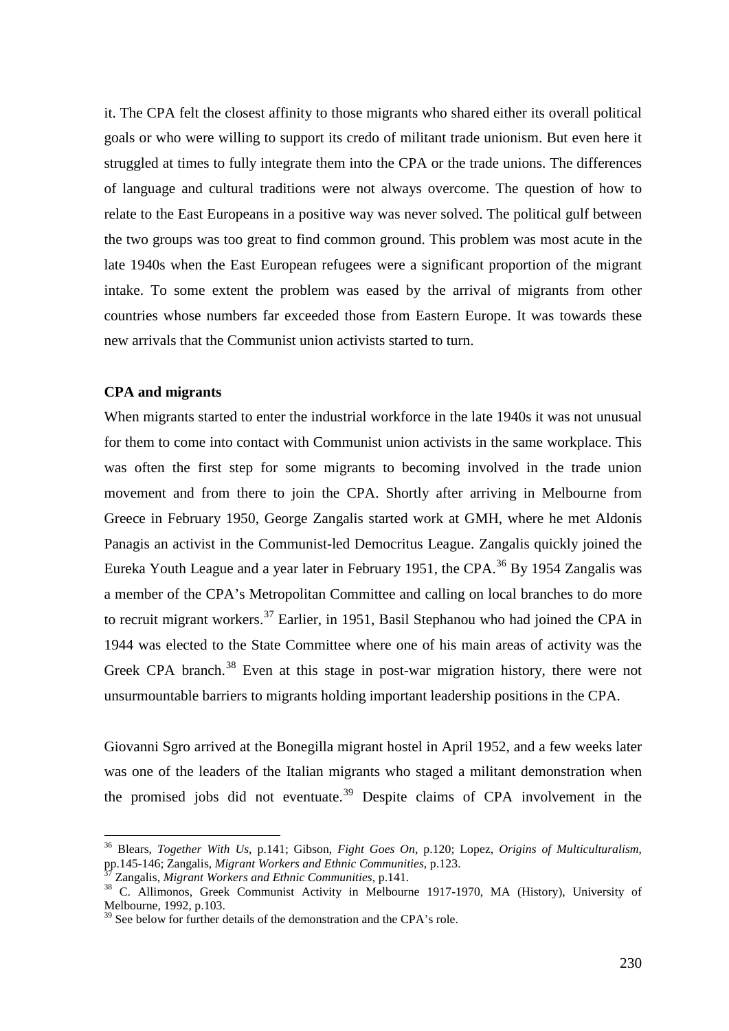it. The CPA felt the closest affinity to those migrants who shared either its overall political goals or who were willing to support its credo of militant trade unionism. But even here it struggled at times to fully integrate them into the CPA or the trade unions. The differences of language and cultural traditions were not always overcome. The question of how to relate to the East Europeans in a positive way was never solved. The political gulf between the two groups was too great to find common ground. This problem was most acute in the late 1940s when the East European refugees were a significant proportion of the migrant intake. To some extent the problem was eased by the arrival of migrants from other countries whose numbers far exceeded those from Eastern Europe. It was towards these new arrivals that the Communist union activists started to turn.

**CPA and migrants**

When migrants started to enter the industrial workforce in the late 1940s it was not unusual for them to come into contact with Communist union activists in the same workplace. This was often the first step for some migrants to becoming involved in the trade union movement and from there to join the CPA. Shortly after arriving in Melbourne from Greece in February 1950, George Zangalis started work at GMH, where he met Aldonis Panagis an activist in the Communist-led Democritus League. Zangalis quickly joined the Eureka Youth League and a year later in February 1951, the CPA.[36] By 1954 Zangalis was a member of the CPA's Metropolitan Committee and calling on local branches to do more to recruit migrant workers.[37] Earlier, in 1951, Basil Stephanou who had joined the CPA in 1944 was elected to the State Committee where one of his main areas of activity was the Greek CPA branch.[38] Even at this stage in post-war migration history, there were not unsurmountable barriers to migrants holding important leadership positions in the CPA.

Giovanni Sgro arrived at the Bonegilla migrant hostel in April 1952, and a few weeks later was one of the leaders of the Italian migrants who staged a militant demonstration when the promised jobs did not eventuate.[39] Despite claims of CPA involvement in the

---

[36] Blears, *Together With Us*, p.141; Gibson, *Fight Goes On*, p.120; Lopez, *Origins of Multiculturalism*, pp.145-146; Zangalis, *Migrant Workers and Ethnic Communities*, p.123.

[37] Zangalis, *Migrant Workers and Ethnic Communities*, p.141.

[38] C. Allimonos, Greek Communist Activity in Melbourne 1917-1970, MA (History), University of Melbourne, 1992, p.103.

[39] See below for further details of the demonstration and the CPA's role.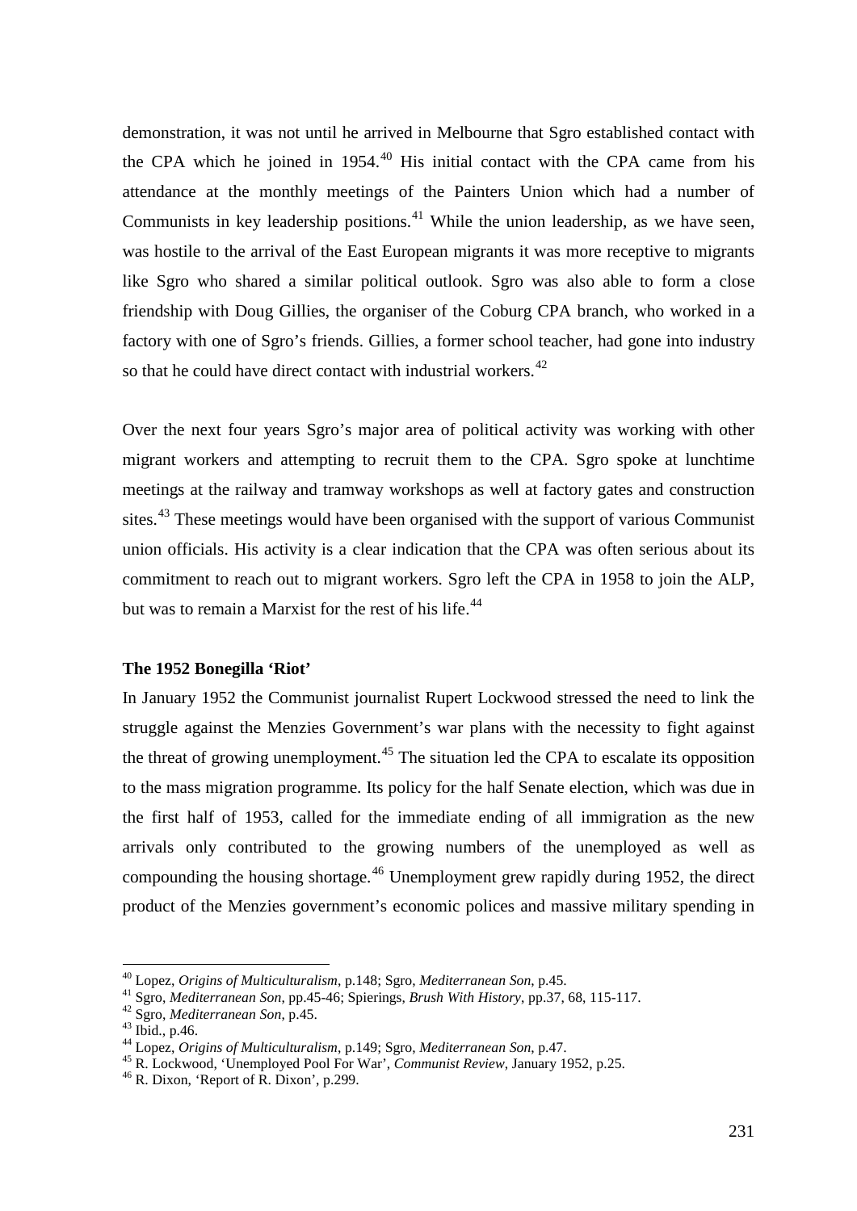demonstration, it was not until he arrived in Melbourne that Sgro established contact with the CPA which he joined in 1954.[40] His initial contact with the CPA came from his attendance at the monthly meetings of the Painters Union which had a number of Communists in key leadership positions.[41] While the union leadership, as we have seen, was hostile to the arrival of the East European migrants it was more receptive to migrants like Sgro who shared a similar political outlook. Sgro was also able to form a close friendship with Doug Gillies, the organiser of the Coburg CPA branch, who worked in a factory with one of Sgro's friends. Gillies, a former school teacher, had gone into industry so that he could have direct contact with industrial workers.[42]

Over the next four years Sgro's major area of political activity was working with other migrant workers and attempting to recruit them to the CPA. Sgro spoke at lunchtime meetings at the railway and tramway workshops as well at factory gates and construction sites.[43] These meetings would have been organised with the support of various Communist union officials. His activity is a clear indication that the CPA was often serious about its commitment to reach out to migrant workers. Sgro left the CPA in 1958 to join the ALP, but was to remain a Marxist for the rest of his life.[44]

**The 1952 Bonegilla 'Riot'**

In January 1952 the Communist journalist Rupert Lockwood stressed the need to link the struggle against the Menzies Government's war plans with the necessity to fight against the threat of growing unemployment.[45] The situation led the CPA to escalate its opposition to the mass migration programme. Its policy for the half Senate election, which was due in the first half of 1953, called for the immediate ending of all immigration as the new arrivals only contributed to the growing numbers of the unemployed as well as compounding the housing shortage.[46] Unemployment grew rapidly during 1952, the direct product of the Menzies government's economic polices and massive military spending in

---

[40] Lopez, *Origins of Multiculturalism*, p.148; Sgro, *Mediterranean Son*, p.45.

[41] Sgro, *Mediterranean Son*, pp.45-46; Spierings, *Brush With History*, pp.37, 68, 115-117.

[42] Sgro, *Mediterranean Son*, p.45.

[43] Ibid., p.46.

[44] Lopez, *Origins of Multiculturalism*, p.149; Sgro, *Mediterranean Son*, p.47.

[45] R. Lockwood, 'Unemployed Pool For War', *Communist Review*, January 1952, p.25.

[46] R. Dixon, 'Report of R. Dixon', p.299.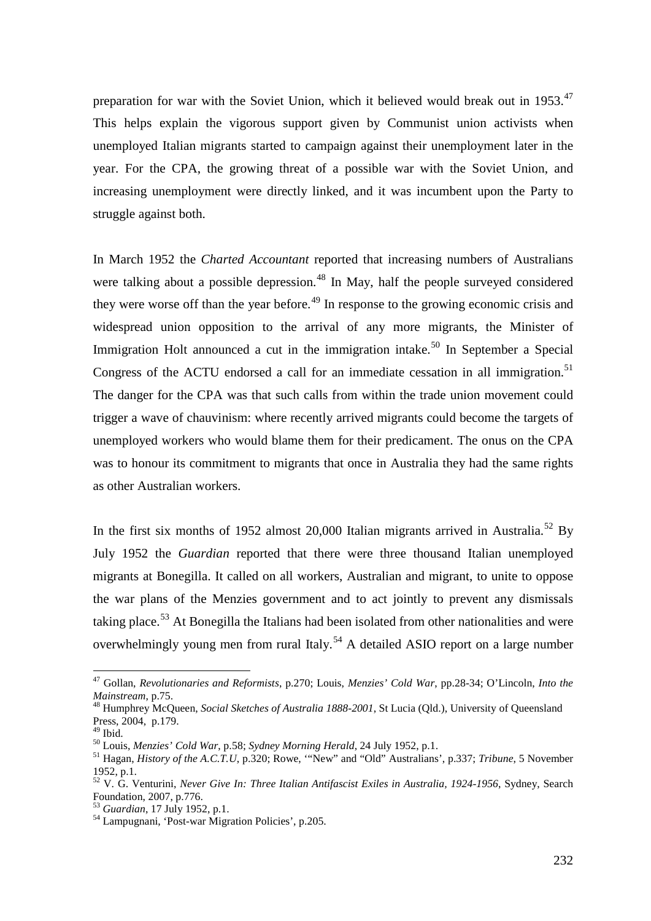preparation for war with the Soviet Union, which it believed would break out in 1953.[47] This helps explain the vigorous support given by Communist union activists when unemployed Italian migrants started to campaign against their unemployment later in the year. For the CPA, the growing threat of a possible war with the Soviet Union, and increasing unemployment were directly linked, and it was incumbent upon the Party to struggle against both.

In March 1952 the *Charted Accountant* reported that increasing numbers of Australians were talking about a possible depression.[48] In May, half the people surveyed considered they were worse off than the year before.[49] In response to the growing economic crisis and widespread union opposition to the arrival of any more migrants, the Minister of Immigration Holt announced a cut in the immigration intake.[50] In September a Special Congress of the ACTU endorsed a call for an immediate cessation in all immigration.[51] The danger for the CPA was that such calls from within the trade union movement could trigger a wave of chauvinism: where recently arrived migrants could become the targets of unemployed workers who would blame them for their predicament. The onus on the CPA was to honour its commitment to migrants that once in Australia they had the same rights as other Australian workers.

In the first six months of 1952 almost 20,000 Italian migrants arrived in Australia.[52] By July 1952 the *Guardian* reported that there were three thousand Italian unemployed migrants at Bonegilla. It called on all workers, Australian and migrant, to unite to oppose the war plans of the Menzies government and to act jointly to prevent any dismissals taking place.[53] At Bonegilla the Italians had been isolated from other nationalities and were overwhelmingly young men from rural Italy.[54] A detailed ASIO report on a large number

---

[47] Gollan, *Revolutionaries and Reformists*, p.270; Louis, *Menzies' Cold War*, pp.28-34; O'Lincoln, *Into the Mainstream*, p.75.

[48] Humphrey McQueen, *Social Sketches of Australia 1888-2001*, St Lucia (Qld.), University of Queensland Press, 2004, p.179.

[49] Ibid.

[50] Louis, *Menzies' Cold War*, p.58; *Sydney Morning Herald*, 24 July 1952, p.1.

[51] Hagan, *History of the A.C.T.U*, p.320; Rowe, '"New" and "Old" Australians', p.337; *Tribune*, 5 November 1952, p.1.

[52] V. G. Venturini, *Never Give In: Three Italian Antifascist Exiles in Australia, 1924-1956*, Sydney, Search Foundation, 2007, p.776.

[53] *Guardian*, 17 July 1952, p.1.

[54] Lampugnani, 'Post-war Migration Policies', p.205.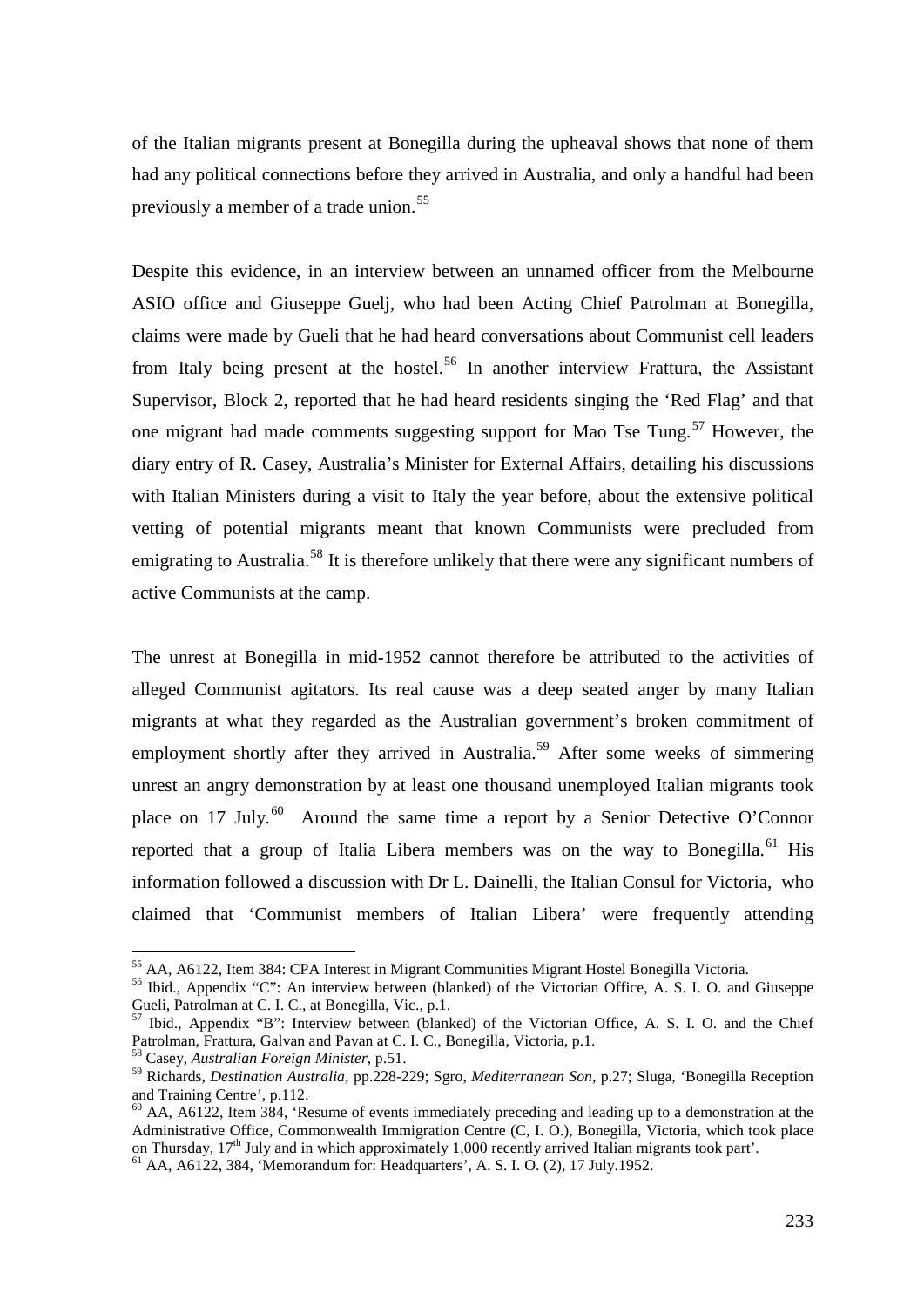of the Italian migrants present at Bonegilla during the upheaval shows that none of them had any political connections before they arrived in Australia, and only a handful had been previously a member of a trade union.[55]

Despite this evidence, in an interview between an unnamed officer from the Melbourne ASIO office and Giuseppe Guelj, who had been Acting Chief Patrolman at Bonegilla, claims were made by Gueli that he had heard conversations about Communist cell leaders from Italy being present at the hostel.[56] In another interview Frattura, the Assistant Supervisor, Block 2, reported that he had heard residents singing the 'Red Flag' and that one migrant had made comments suggesting support for Mao Tse Tung.[57] However, the diary entry of R. Casey, Australia's Minister for External Affairs, detailing his discussions with Italian Ministers during a visit to Italy the year before, about the extensive political vetting of potential migrants meant that known Communists were precluded from emigrating to Australia.[58] It is therefore unlikely that there were any significant numbers of active Communists at the camp.

The unrest at Bonegilla in mid-1952 cannot therefore be attributed to the activities of alleged Communist agitators. Its real cause was a deep seated anger by many Italian migrants at what they regarded as the Australian government's broken commitment of employment shortly after they arrived in Australia.[59] After some weeks of simmering unrest an angry demonstration by at least one thousand unemployed Italian migrants took place on 17 July.[60] Around the same time a report by a Senior Detective O'Connor reported that a group of Italia Libera members was on the way to Bonegilla.[61] His information followed a discussion with Dr L. Dainelli, the Italian Consul for Victoria, who claimed that 'Communist members of Italian Libera' were frequently attending

---

[55] AA, A6122, Item 384: CPA Interest in Migrant Communities Migrant Hostel Bonegilla Victoria.

[56] Ibid., Appendix "C": An interview between (blanked) of the Victorian Office, A. S. I. O. and Giuseppe Gueli, Patrolman at C. I. C., at Bonegilla, Vic., p.1.

[57] Ibid., Appendix "B": Interview between (blanked) of the Victorian Office, A. S. I. O. and the Chief Patrolman, Frattura, Galvan and Pavan at C. I. C., Bonegilla, Victoria, p.1.

[58] Casey, *Australian Foreign Minister*, p.51.

[59] Richards, *Destination Australia*, pp.228-229; Sgro, *Mediterranean Son*, p.27; Sluga, 'Bonegilla Reception and Training Centre', p.112.

[60] AA, A6122, Item 384, 'Resume of events immediately preceding and leading up to a demonstration at the Administrative Office, Commonwealth Immigration Centre (C, I. O.), Bonegilla, Victoria, which took place on Thursday, 17th July and in which approximately 1,000 recently arrived Italian migrants took part'.

[61] AA, A6122, 384, 'Memorandum for: Headquarters', A. S. I. O. (2), 17 July.1952.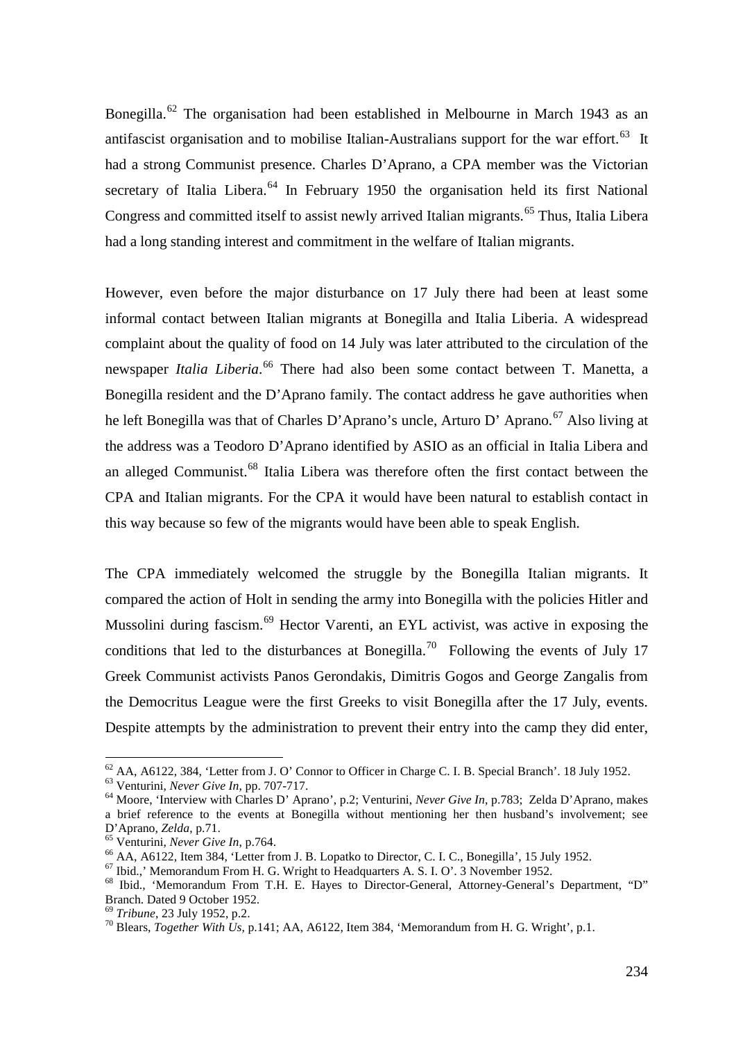Bonegilla.[62] The organisation had been established in Melbourne in March 1943 as an antifascist organisation and to mobilise Italian-Australians support for the war effort.[63] It had a strong Communist presence. Charles D'Aprano, a CPA member was the Victorian secretary of Italia Libera.[64] In February 1950 the organisation held its first National Congress and committed itself to assist newly arrived Italian migrants.[65] Thus, Italia Libera had a long standing interest and commitment in the welfare of Italian migrants.

However, even before the major disturbance on 17 July there had been at least some informal contact between Italian migrants at Bonegilla and Italia Liberia. A widespread complaint about the quality of food on 14 July was later attributed to the circulation of the newspaper *Italia Liberia*.[66] There had also been some contact between T. Manetta, a Bonegilla resident and the D'Aprano family. The contact address he gave authorities when he left Bonegilla was that of Charles D'Aprano's uncle, Arturo D' Aprano.[67] Also living at the address was a Teodoro D'Aprano identified by ASIO as an official in Italia Libera and an alleged Communist.[68] Italia Libera was therefore often the first contact between the CPA and Italian migrants. For the CPA it would have been natural to establish contact in this way because so few of the migrants would have been able to speak English.

The CPA immediately welcomed the struggle by the Bonegilla Italian migrants. It compared the action of Holt in sending the army into Bonegilla with the policies Hitler and Mussolini during fascism.[69] Hector Varenti, an EYL activist, was active in exposing the conditions that led to the disturbances at Bonegilla.[70] Following the events of July 17 Greek Communist activists Panos Gerondakis, Dimitris Gogos and George Zangalis from the Democritus League were the first Greeks to visit Bonegilla after the 17 July, events. Despite attempts by the administration to prevent their entry into the camp they did enter,

---

[62] AA, A6122, 384, 'Letter from J. O' Connor to Officer in Charge C. I. B. Special Branch'. 18 July 1952.

[63] Venturini, *Never Give In*, pp. 707-717.

[64] Moore, 'Interview with Charles D' Aprano', p.2; Venturini, *Never Give In*, p.783; Zelda D'Aprano, makes a brief reference to the events at Bonegilla without mentioning her then husband's involvement; see D'Aprano, *Zelda*, p.71.

[65] Venturini, *Never Give In*, p.764.

[66] AA, A6122, Item 384, 'Letter from J. B. Lopatko to Director, C. I. C., Bonegilla', 15 July 1952.

[67] Ibid.,' Memorandum From H. G. Wright to Headquarters A. S. I. O'. 3 November 1952.

[68] Ibid., 'Memorandum From T.H. E. Hayes to Director-General, Attorney-General's Department, "D" Branch. Dated 9 October 1952.

[69] *Tribune*, 23 July 1952, p.2.

[70] Blears, *Together With Us*, p.141; AA, A6122, Item 384, 'Memorandum from H. G. Wright', p.1.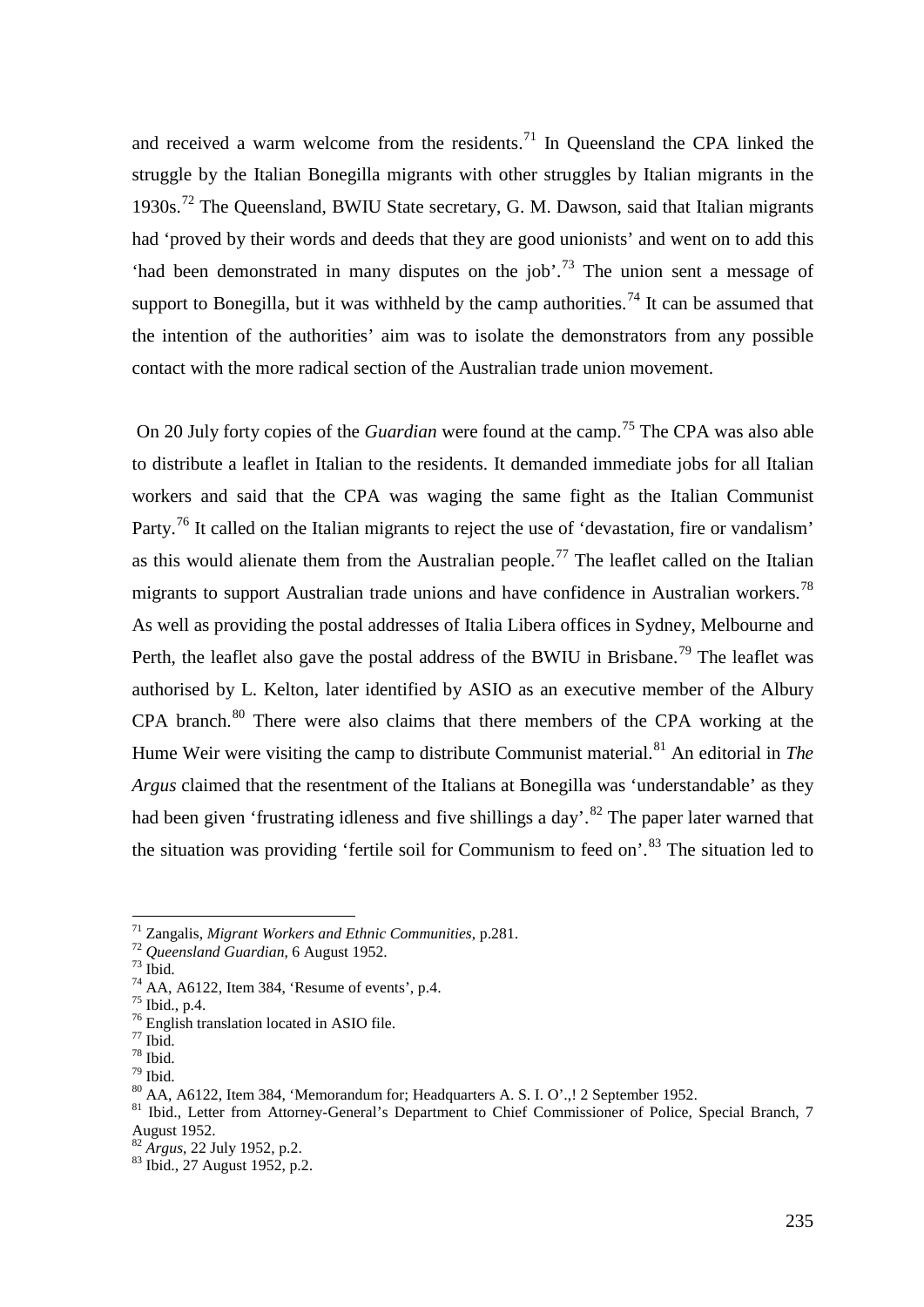and received a warm welcome from the residents.[71] In Queensland the CPA linked the struggle by the Italian Bonegilla migrants with other struggles by Italian migrants in the 1930s.[72] The Queensland, BWIU State secretary, G. M. Dawson, said that Italian migrants had 'proved by their words and deeds that they are good unionists' and went on to add this 'had been demonstrated in many disputes on the job'.[73] The union sent a message of support to Bonegilla, but it was withheld by the camp authorities.[74] It can be assumed that the intention of the authorities' aim was to isolate the demonstrators from any possible contact with the more radical section of the Australian trade union movement.

On 20 July forty copies of the *Guardian* were found at the camp.[75] The CPA was also able to distribute a leaflet in Italian to the residents. It demanded immediate jobs for all Italian workers and said that the CPA was waging the same fight as the Italian Communist Party.[76] It called on the Italian migrants to reject the use of 'devastation, fire or vandalism' as this would alienate them from the Australian people.[77] The leaflet called on the Italian migrants to support Australian trade unions and have confidence in Australian workers.[78] As well as providing the postal addresses of Italia Libera offices in Sydney, Melbourne and Perth, the leaflet also gave the postal address of the BWIU in Brisbane.[79] The leaflet was authorised by L. Kelton, later identified by ASIO as an executive member of the Albury CPA branch.[80] There were also claims that there members of the CPA working at the Hume Weir were visiting the camp to distribute Communist material.[81] An editorial in *The Argus* claimed that the resentment of the Italians at Bonegilla was 'understandable' as they had been given 'frustrating idleness and five shillings a day'.[82] The paper later warned that the situation was providing 'fertile soil for Communism to feed on'.[83] The situation led to

---

[71] Zangalis, *Migrant Workers and Ethnic Communities*, p.281.
[72] *Queensland Guardian*, 6 August 1952.
[73] Ibid.
[74] AA, A6122, Item 384, 'Resume of events', p.4.
[75] Ibid., p.4.
[76] English translation located in ASIO file.
[77] Ibid.
[78] Ibid.
[79] Ibid.
[80] AA, A6122, Item 384, 'Memorandum for; Headquarters A. S. I. O'.,! 2 September 1952.
[81] Ibid., Letter from Attorney-General's Department to Chief Commissioner of Police, Special Branch, 7 August 1952.
[82] *Argus*, 22 July 1952, p.2.
[83] Ibid., 27 August 1952, p.2.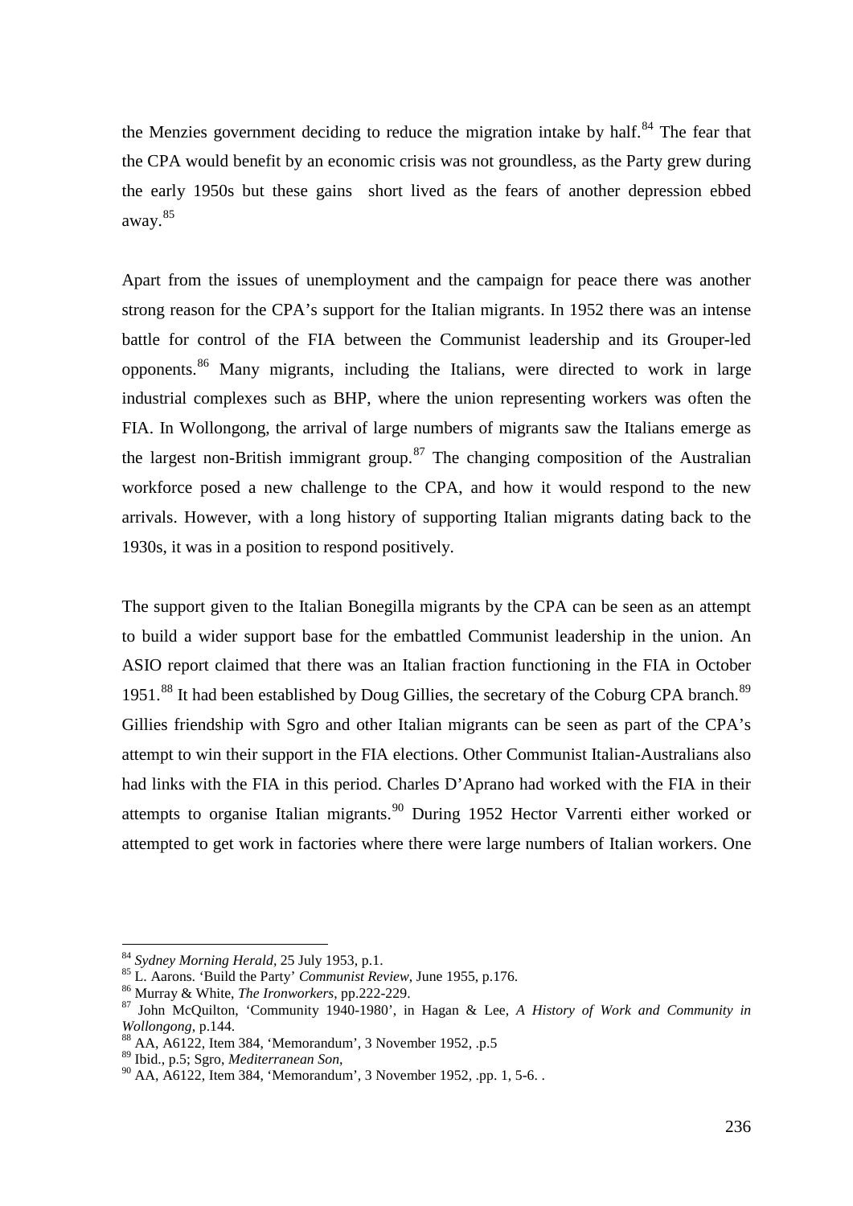the Menzies government deciding to reduce the migration intake by half.[84] The fear that the CPA would benefit by an economic crisis was not groundless, as the Party grew during the early 1950s but these gains short lived as the fears of another depression ebbed away.[85]

Apart from the issues of unemployment and the campaign for peace there was another strong reason for the CPA's support for the Italian migrants. In 1952 there was an intense battle for control of the FIA between the Communist leadership and its Grouper-led opponents.[86] Many migrants, including the Italians, were directed to work in large industrial complexes such as BHP, where the union representing workers was often the FIA. In Wollongong, the arrival of large numbers of migrants saw the Italians emerge as the largest non-British immigrant group.[87] The changing composition of the Australian workforce posed a new challenge to the CPA, and how it would respond to the new arrivals. However, with a long history of supporting Italian migrants dating back to the 1930s, it was in a position to respond positively.

The support given to the Italian Bonegilla migrants by the CPA can be seen as an attempt to build a wider support base for the embattled Communist leadership in the union. An ASIO report claimed that there was an Italian fraction functioning in the FIA in October 1951.[88] It had been established by Doug Gillies, the secretary of the Coburg CPA branch.[89] Gillies friendship with Sgro and other Italian migrants can be seen as part of the CPA's attempt to win their support in the FIA elections. Other Communist Italian-Australians also had links with the FIA in this period. Charles D'Aprano had worked with the FIA in their attempts to organise Italian migrants.[90] During 1952 Hector Varrenti either worked or attempted to get work in factories where there were large numbers of Italian workers. One

---

[84] *Sydney Morning Herald*, 25 July 1953, p.1.

[85] L. Aarons. 'Build the Party' *Communist Review*, June 1955, p.176.

[86] Murray & White, *The Ironworkers*, pp.222-229.

[87] John McQuilton, 'Community 1940-1980', in Hagan & Lee, *A History of Work and Community in Wollongong*, p.144.

[88] AA, A6122, Item 384, 'Memorandum', 3 November 1952, .p.5

[89] Ibid., p.5; Sgro, *Mediterranean Son*,

[90] AA, A6122, Item 384, 'Memorandum', 3 November 1952, .pp. 1, 5-6. .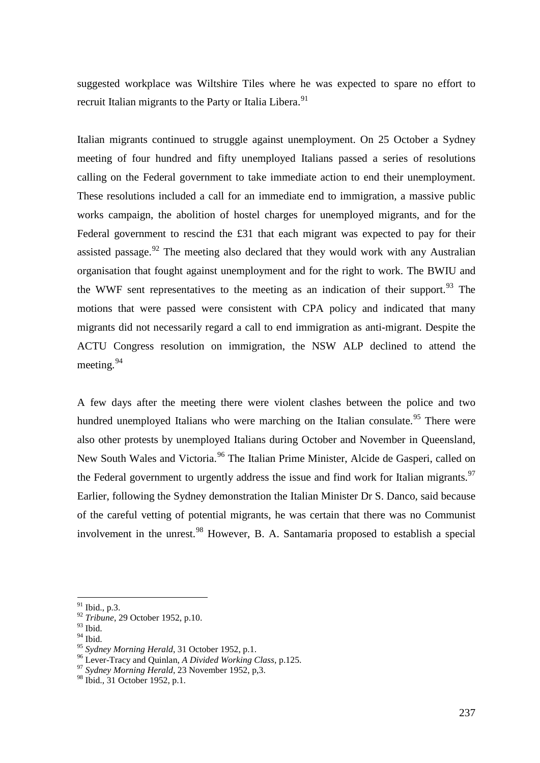suggested workplace was Wiltshire Tiles where he was expected to spare no effort to recruit Italian migrants to the Party or Italia Libera.[91]

Italian migrants continued to struggle against unemployment. On 25 October a Sydney meeting of four hundred and fifty unemployed Italians passed a series of resolutions calling on the Federal government to take immediate action to end their unemployment. These resolutions included a call for an immediate end to immigration, a massive public works campaign, the abolition of hostel charges for unemployed migrants, and for the Federal government to rescind the £31 that each migrant was expected to pay for their assisted passage.[92] The meeting also declared that they would work with any Australian organisation that fought against unemployment and for the right to work. The BWIU and the WWF sent representatives to the meeting as an indication of their support.[93] The motions that were passed were consistent with CPA policy and indicated that many migrants did not necessarily regard a call to end immigration as anti-migrant. Despite the ACTU Congress resolution on immigration, the NSW ALP declined to attend the meeting.[94]

A few days after the meeting there were violent clashes between the police and two hundred unemployed Italians who were marching on the Italian consulate.[95] There were also other protests by unemployed Italians during October and November in Queensland, New South Wales and Victoria.[96] The Italian Prime Minister, Alcide de Gasperi, called on the Federal government to urgently address the issue and find work for Italian migrants.[97] Earlier, following the Sydney demonstration the Italian Minister Dr S. Danco, said because of the careful vetting of potential migrants, he was certain that there was no Communist involvement in the unrest.[98] However, B. A. Santamaria proposed to establish a special

---

[91] Ibid., p.3.
[92] *Tribune*, 29 October 1952, p.10.
[93] Ibid.
[94] Ibid.
[95] *Sydney Morning Herald*, 31 October 1952, p.1.
[96] Lever-Tracy and Quinlan, *A Divided Working Class*, p.125.
[97] *Sydney Morning Herald*, 23 November 1952, p,3.
[98] Ibid., 31 October 1952, p.1.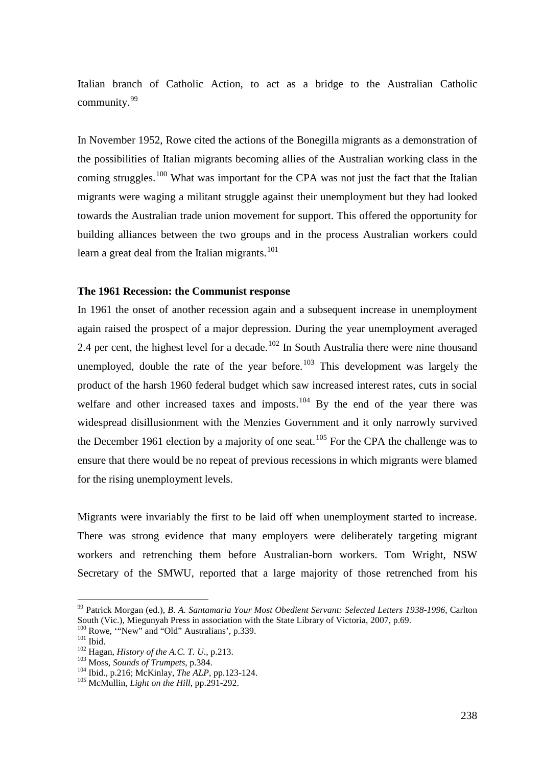Italian branch of Catholic Action, to act as a bridge to the Australian Catholic community.[99]

In November 1952, Rowe cited the actions of the Bonegilla migrants as a demonstration of the possibilities of Italian migrants becoming allies of the Australian working class in the coming struggles.[100] What was important for the CPA was not just the fact that the Italian migrants were waging a militant struggle against their unemployment but they had looked towards the Australian trade union movement for support. This offered the opportunity for building alliances between the two groups and in the process Australian workers could learn a great deal from the Italian migrants.[101]

**The 1961 Recession: the Communist response**

In 1961 the onset of another recession again and a subsequent increase in unemployment again raised the prospect of a major depression. During the year unemployment averaged 2.4 per cent, the highest level for a decade.[102] In South Australia there were nine thousand unemployed, double the rate of the year before.[103] This development was largely the product of the harsh 1960 federal budget which saw increased interest rates, cuts in social welfare and other increased taxes and imposts.[104] By the end of the year there was widespread disillusionment with the Menzies Government and it only narrowly survived the December 1961 election by a majority of one seat.[105] For the CPA the challenge was to ensure that there would be no repeat of previous recessions in which migrants were blamed for the rising unemployment levels.

Migrants were invariably the first to be laid off when unemployment started to increase. There was strong evidence that many employers were deliberately targeting migrant workers and retrenching them before Australian-born workers. Tom Wright, NSW Secretary of the SMWU, reported that a large majority of those retrenched from his

---

[99] Patrick Morgan (ed.), *B. A. Santamaria Your Most Obedient Servant: Selected Letters 1938-1996*, Carlton South (Vic.), Miegunyah Press in association with the State Library of Victoria, 2007, p.69.

[100] Rowe, '"New" and "Old" Australians', p.339.

[101] Ibid.

[102] Hagan, *History of the A.C. T. U.*, p.213.

[103] Moss, *Sounds of Trumpets*, p.384.

[104] Ibid., p.216; McKinlay, *The ALP*, pp.123-124.

[105] McMullin, *Light on the Hill*, pp.291-292.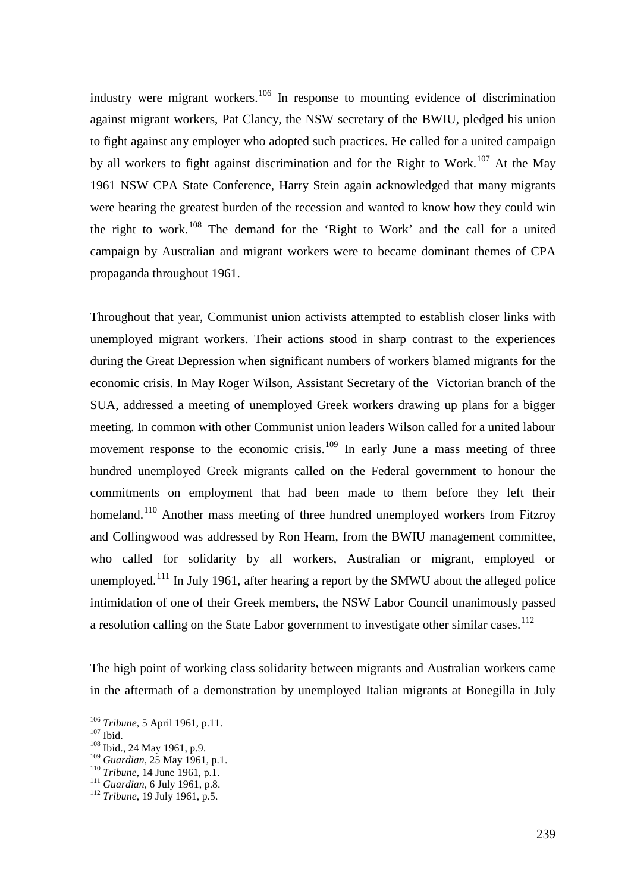industry were migrant workers.[106] In response to mounting evidence of discrimination against migrant workers, Pat Clancy, the NSW secretary of the BWIU, pledged his union to fight against any employer who adopted such practices. He called for a united campaign by all workers to fight against discrimination and for the Right to Work.[107] At the May 1961 NSW CPA State Conference, Harry Stein again acknowledged that many migrants were bearing the greatest burden of the recession and wanted to know how they could win the right to work.[108] The demand for the 'Right to Work' and the call for a united campaign by Australian and migrant workers were to became dominant themes of CPA propaganda throughout 1961.

Throughout that year, Communist union activists attempted to establish closer links with unemployed migrant workers. Their actions stood in sharp contrast to the experiences during the Great Depression when significant numbers of workers blamed migrants for the economic crisis. In May Roger Wilson, Assistant Secretary of the Victorian branch of the SUA, addressed a meeting of unemployed Greek workers drawing up plans for a bigger meeting. In common with other Communist union leaders Wilson called for a united labour movement response to the economic crisis.[109] In early June a mass meeting of three hundred unemployed Greek migrants called on the Federal government to honour the commitments on employment that had been made to them before they left their homeland.[110] Another mass meeting of three hundred unemployed workers from Fitzroy and Collingwood was addressed by Ron Hearn, from the BWIU management committee, who called for solidarity by all workers, Australian or migrant, employed or unemployed.[111] In July 1961, after hearing a report by the SMWU about the alleged police intimidation of one of their Greek members, the NSW Labor Council unanimously passed a resolution calling on the State Labor government to investigate other similar cases.[112]

The high point of working class solidarity between migrants and Australian workers came in the aftermath of a demonstration by unemployed Italian migrants at Bonegilla in July

---

[106] *Tribune*, 5 April 1961, p.11.
[107] Ibid.
[108] Ibid., 24 May 1961, p.9.
[109] *Guardian*, 25 May 1961, p.1.
[110] *Tribune*, 14 June 1961, p.1.
[111] *Guardian*, 6 July 1961, p.8.
[112] *Tribune*, 19 July 1961, p.5.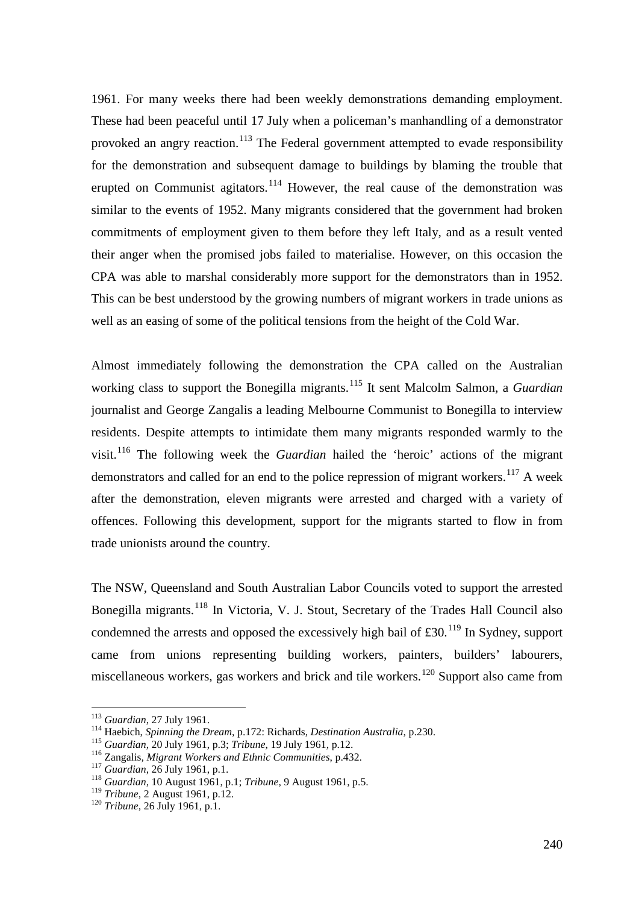1961. For many weeks there had been weekly demonstrations demanding employment. These had been peaceful until 17 July when a policeman's manhandling of a demonstrator provoked an angry reaction.[113] The Federal government attempted to evade responsibility for the demonstration and subsequent damage to buildings by blaming the trouble that erupted on Communist agitators.[114] However, the real cause of the demonstration was similar to the events of 1952. Many migrants considered that the government had broken commitments of employment given to them before they left Italy, and as a result vented their anger when the promised jobs failed to materialise. However, on this occasion the CPA was able to marshal considerably more support for the demonstrators than in 1952. This can be best understood by the growing numbers of migrant workers in trade unions as well as an easing of some of the political tensions from the height of the Cold War.

Almost immediately following the demonstration the CPA called on the Australian working class to support the Bonegilla migrants.[115] It sent Malcolm Salmon, a *Guardian* journalist and George Zangalis a leading Melbourne Communist to Bonegilla to interview residents. Despite attempts to intimidate them many migrants responded warmly to the visit.[116] The following week the *Guardian* hailed the 'heroic' actions of the migrant demonstrators and called for an end to the police repression of migrant workers.[117] A week after the demonstration, eleven migrants were arrested and charged with a variety of offences. Following this development, support for the migrants started to flow in from trade unionists around the country.

The NSW, Queensland and South Australian Labor Councils voted to support the arrested Bonegilla migrants.[118] In Victoria, V. J. Stout, Secretary of the Trades Hall Council also condemned the arrests and opposed the excessively high bail of £30.[119] In Sydney, support came from unions representing building workers, painters, builders' labourers, miscellaneous workers, gas workers and brick and tile workers.[120] Support also came from

---

[113] *Guardian*, 27 July 1961.
[114] Haebich, *Spinning the Dream*, p.172: Richards, *Destination Australia*, p.230.
[115] *Guardian*, 20 July 1961, p.3; *Tribune*, 19 July 1961, p.12.
[116] Zangalis, *Migrant Workers and Ethnic Communities*, p.432.
[117] *Guardian*, 26 July 1961, p.1.
[118] *Guardian*, 10 August 1961, p.1; *Tribune*, 9 August 1961, p.5.
[119] *Tribune*, 2 August 1961, p.12.
[120] *Tribune*, 26 July 1961, p.1.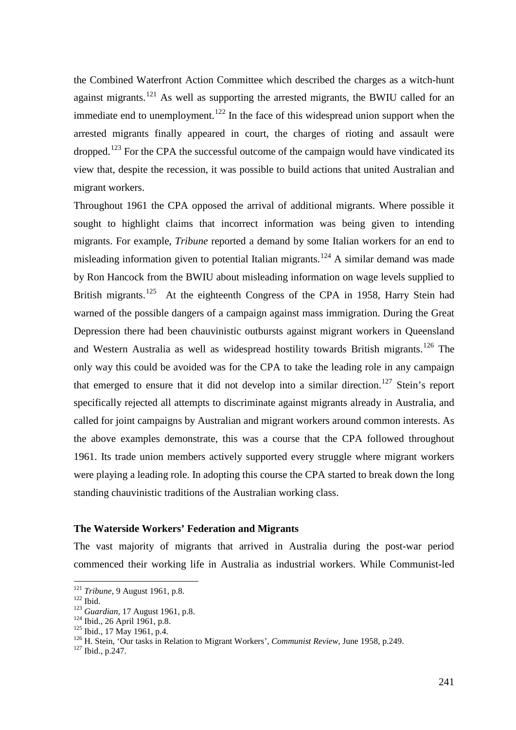the Combined Waterfront Action Committee which described the charges as a witch-hunt against migrants.[121] As well as supporting the arrested migrants, the BWIU called for an immediate end to unemployment.[122] In the face of this widespread union support when the arrested migrants finally appeared in court, the charges of rioting and assault were dropped.[123] For the CPA the successful outcome of the campaign would have vindicated its view that, despite the recession, it was possible to build actions that united Australian and migrant workers.

Throughout 1961 the CPA opposed the arrival of additional migrants. Where possible it sought to highlight claims that incorrect information was being given to intending migrants. For example, *Tribune* reported a demand by some Italian workers for an end to misleading information given to potential Italian migrants.[124] A similar demand was made by Ron Hancock from the BWIU about misleading information on wage levels supplied to British migrants.[125] At the eighteenth Congress of the CPA in 1958, Harry Stein had warned of the possible dangers of a campaign against mass immigration. During the Great Depression there had been chauvinistic outbursts against migrant workers in Queensland and Western Australia as well as widespread hostility towards British migrants.[126] The only way this could be avoided was for the CPA to take the leading role in any campaign that emerged to ensure that it did not develop into a similar direction.[127] Stein's report specifically rejected all attempts to discriminate against migrants already in Australia, and called for joint campaigns by Australian and migrant workers around common interests. As the above examples demonstrate, this was a course that the CPA followed throughout 1961. Its trade union members actively supported every struggle where migrant workers were playing a leading role. In adopting this course the CPA started to break down the long standing chauvinistic traditions of the Australian working class.

### The Waterside Workers' Federation and Migrants

The vast majority of migrants that arrived in Australia during the post-war period commenced their working life in Australia as industrial workers. While Communist-led

---

[121] *Tribune*, 9 August 1961, p.8.

[122] Ibid.

[123] *Guardian*, 17 August 1961, p.8.

[124] Ibid., 26 April 1961, p.8.

[125] Ibid., 17 May 1961, p.4.

[126] H. Stein, 'Our tasks in Relation to Migrant Workers', *Communist Review*, June 1958, p.249.

[127] Ibid., p.247.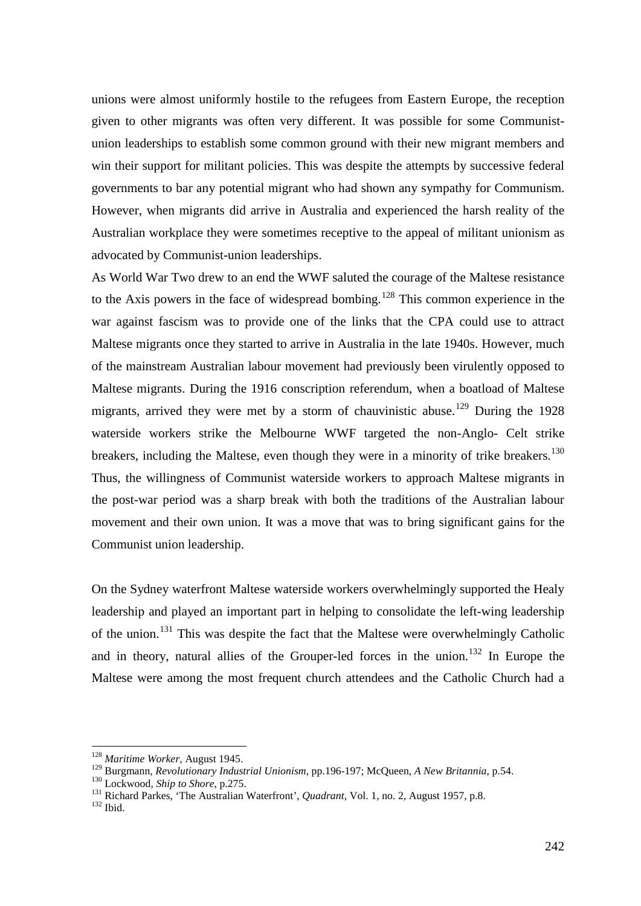unions were almost uniformly hostile to the refugees from Eastern Europe, the reception given to other migrants was often very different. It was possible for some Communist-union leaderships to establish some common ground with their new migrant members and win their support for militant policies. This was despite the attempts by successive federal governments to bar any potential migrant who had shown any sympathy for Communism. However, when migrants did arrive in Australia and experienced the harsh reality of the Australian workplace they were sometimes receptive to the appeal of militant unionism as advocated by Communist-union leaderships.

As World War Two drew to an end the WWF saluted the courage of the Maltese resistance to the Axis powers in the face of widespread bombing.[128] This common experience in the war against fascism was to provide one of the links that the CPA could use to attract Maltese migrants once they started to arrive in Australia in the late 1940s. However, much of the mainstream Australian labour movement had previously been virulently opposed to Maltese migrants. During the 1916 conscription referendum, when a boatload of Maltese migrants, arrived they were met by a storm of chauvinistic abuse.[129] During the 1928 waterside workers strike the Melbourne WWF targeted the non-Anglo- Celt strike breakers, including the Maltese, even though they were in a minority of trike breakers.[130] Thus, the willingness of Communist waterside workers to approach Maltese migrants in the post-war period was a sharp break with both the traditions of the Australian labour movement and their own union. It was a move that was to bring significant gains for the Communist union leadership.

On the Sydney waterfront Maltese waterside workers overwhelmingly supported the Healy leadership and played an important part in helping to consolidate the left-wing leadership of the union.[131] This was despite the fact that the Maltese were overwhelmingly Catholic and in theory, natural allies of the Grouper-led forces in the union.[132] In Europe the Maltese were among the most frequent church attendees and the Catholic Church had a

---

[128] *Maritime Worker*, August 1945.

[129] Burgmann, *Revolutionary Industrial Unionism*, pp.196-197; McQueen, *A New Britannia*, p.54.

[130] Lockwood, *Ship to Shore*, p.275.

[131] Richard Parkes, 'The Australian Waterfront', *Quadrant*, Vol. 1, no. 2, August 1957, p.8.

[132] Ibid.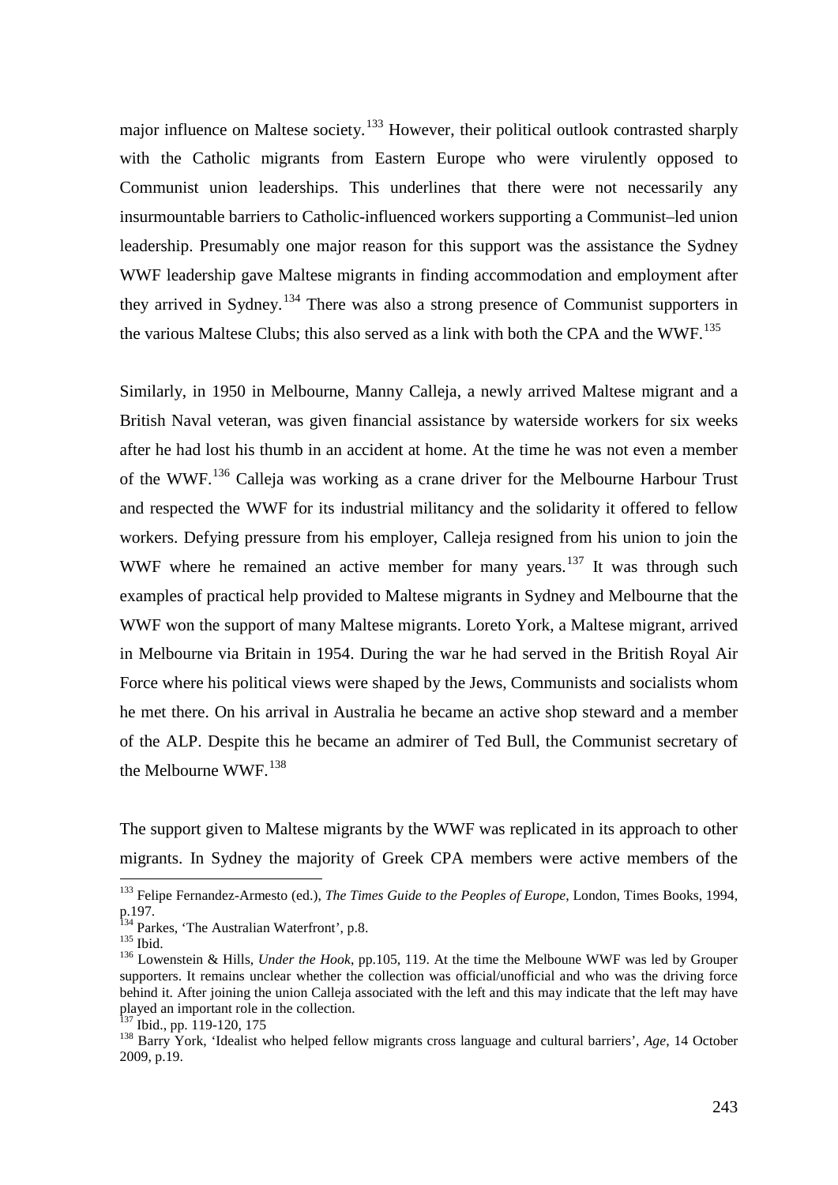major influence on Maltese society.[133] However, their political outlook contrasted sharply with the Catholic migrants from Eastern Europe who were virulently opposed to Communist union leaderships. This underlines that there were not necessarily any insurmountable barriers to Catholic-influenced workers supporting a Communist–led union leadership. Presumably one major reason for this support was the assistance the Sydney WWF leadership gave Maltese migrants in finding accommodation and employment after they arrived in Sydney.[134] There was also a strong presence of Communist supporters in the various Maltese Clubs; this also served as a link with both the CPA and the WWF.[135]

Similarly, in 1950 in Melbourne, Manny Calleja, a newly arrived Maltese migrant and a British Naval veteran, was given financial assistance by waterside workers for six weeks after he had lost his thumb in an accident at home. At the time he was not even a member of the WWF.[136] Calleja was working as a crane driver for the Melbourne Harbour Trust and respected the WWF for its industrial militancy and the solidarity it offered to fellow workers. Defying pressure from his employer, Calleja resigned from his union to join the WWF where he remained an active member for many years.[137] It was through such examples of practical help provided to Maltese migrants in Sydney and Melbourne that the WWF won the support of many Maltese migrants. Loreto York, a Maltese migrant, arrived in Melbourne via Britain in 1954. During the war he had served in the British Royal Air Force where his political views were shaped by the Jews, Communists and socialists whom he met there. On his arrival in Australia he became an active shop steward and a member of the ALP. Despite this he became an admirer of Ted Bull, the Communist secretary of the Melbourne WWF.[138]

The support given to Maltese migrants by the WWF was replicated in its approach to other migrants. In Sydney the majority of Greek CPA members were active members of the

---

[133] Felipe Fernandez-Armesto (ed.), *The Times Guide to the Peoples of Europe*, London, Times Books, 1994, p.197.

[134] Parkes, 'The Australian Waterfront', p.8.

[135] Ibid.

[136] Lowenstein & Hills, *Under the Hook*, pp.105, 119. At the time the Melboune WWF was led by Grouper supporters. It remains unclear whether the collection was official/unofficial and who was the driving force behind it. After joining the union Calleja associated with the left and this may indicate that the left may have played an important role in the collection.

[137] Ibid., pp. 119-120, 175

[138] Barry York, 'Idealist who helped fellow migrants cross language and cultural barriers', *Age*, 14 October 2009, p.19.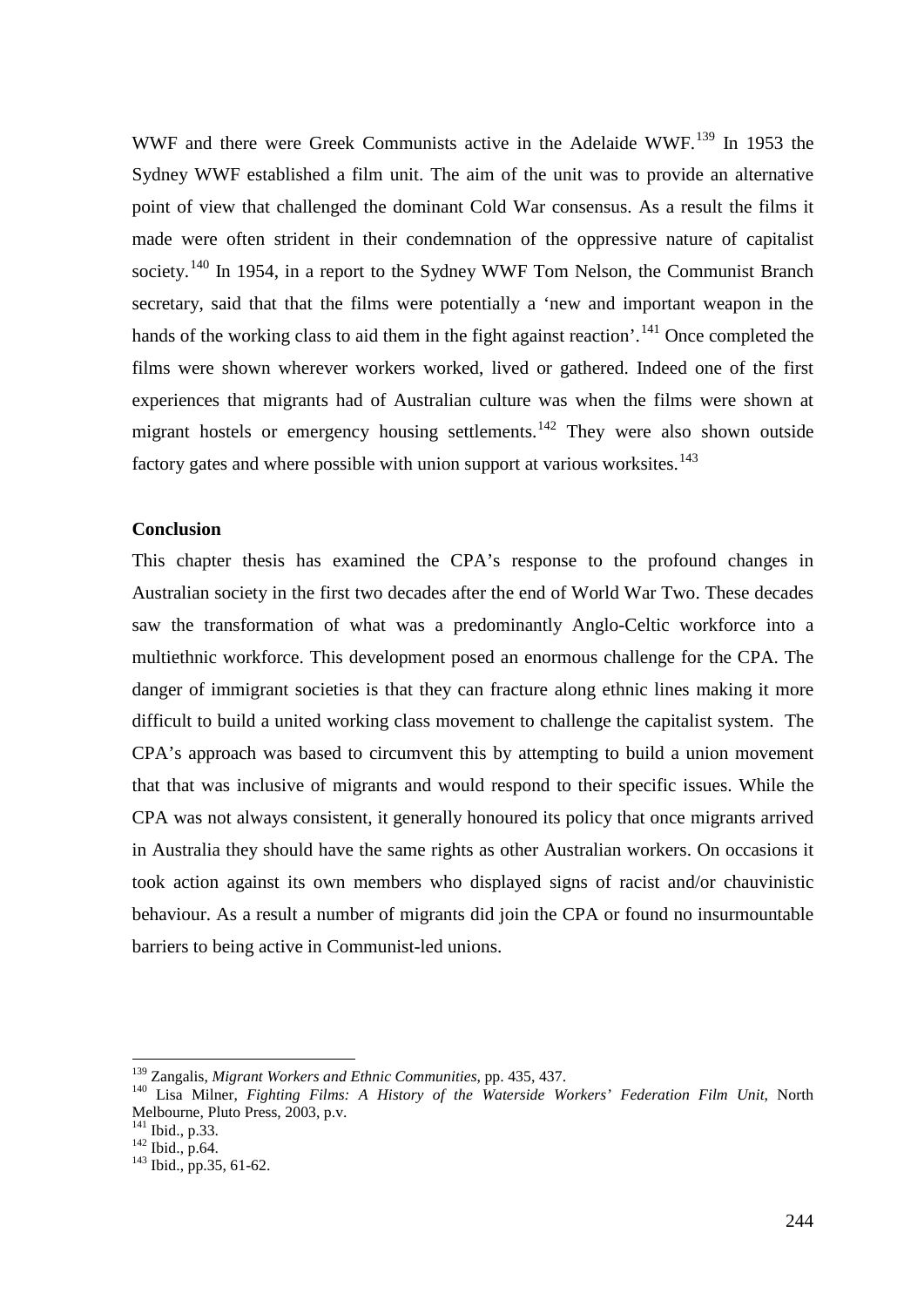WWF and there were Greek Communists active in the Adelaide WWF.[139] In 1953 the Sydney WWF established a film unit. The aim of the unit was to provide an alternative point of view that challenged the dominant Cold War consensus. As a result the films it made were often strident in their condemnation of the oppressive nature of capitalist society.[140] In 1954, in a report to the Sydney WWF Tom Nelson, the Communist Branch secretary, said that that the films were potentially a 'new and important weapon in the hands of the working class to aid them in the fight against reaction'.[141] Once completed the films were shown wherever workers worked, lived or gathered. Indeed one of the first experiences that migrants had of Australian culture was when the films were shown at migrant hostels or emergency housing settlements.[142] They were also shown outside factory gates and where possible with union support at various worksites.[143]

**Conclusion**

This chapter thesis has examined the CPA's response to the profound changes in Australian society in the first two decades after the end of World War Two. These decades saw the transformation of what was a predominantly Anglo-Celtic workforce into a multiethnic workforce. This development posed an enormous challenge for the CPA. The danger of immigrant societies is that they can fracture along ethnic lines making it more difficult to build a united working class movement to challenge the capitalist system. The CPA's approach was based to circumvent this by attempting to build a union movement that that was inclusive of migrants and would respond to their specific issues. While the CPA was not always consistent, it generally honoured its policy that once migrants arrived in Australia they should have the same rights as other Australian workers. On occasions it took action against its own members who displayed signs of racist and/or chauvinistic behaviour. As a result a number of migrants did join the CPA or found no insurmountable barriers to being active in Communist-led unions.

---

[139] Zangalis, *Migrant Workers and Ethnic Communities*, pp. 435, 437.

[140] Lisa Milner, *Fighting Films: A History of the Waterside Workers' Federation Film Unit*, North Melbourne, Pluto Press, 2003, p.v.

[141] Ibid., p.33.

[142] Ibid., p.64.

[143] Ibid., pp.35, 61-62.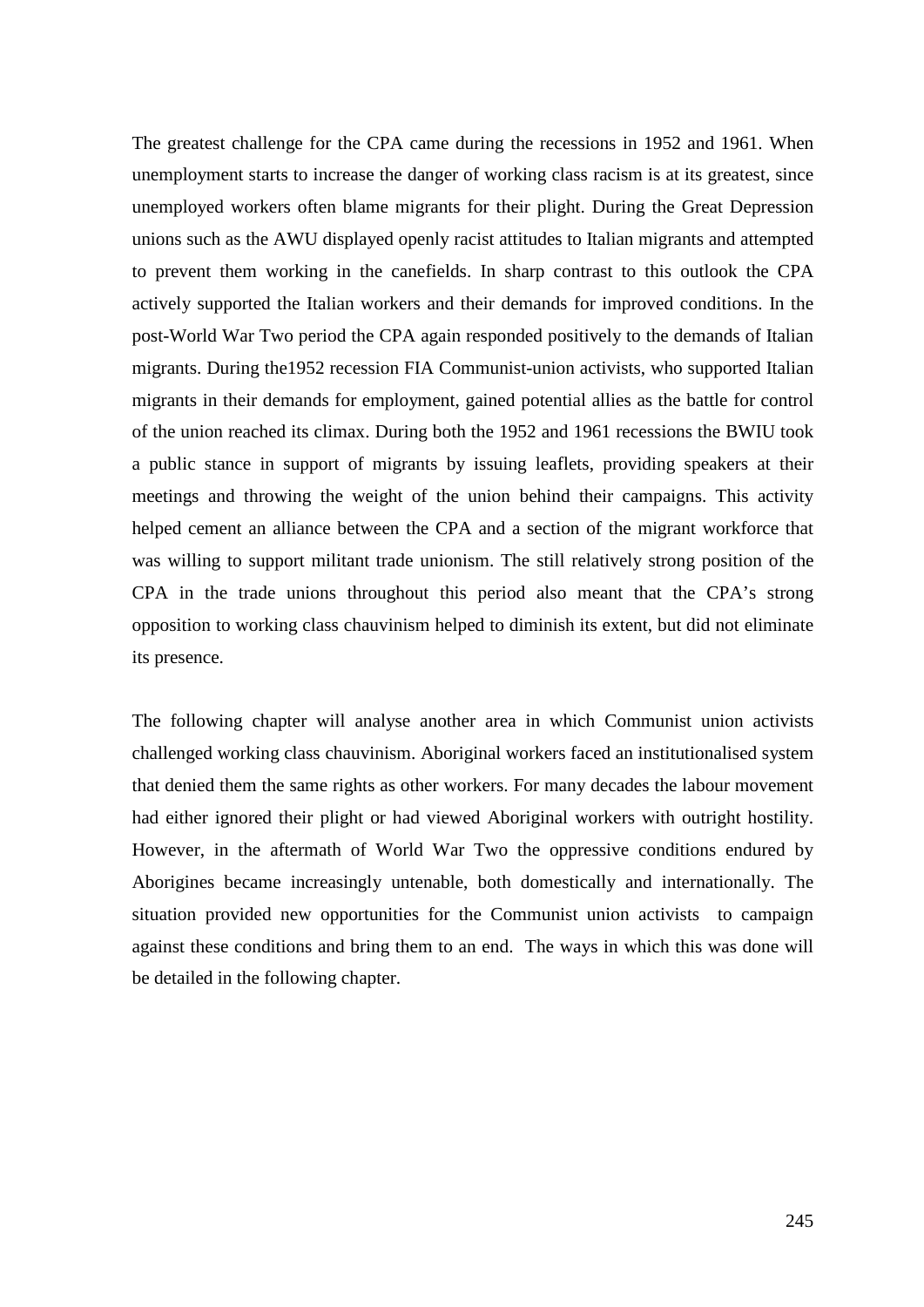The greatest challenge for the CPA came during the recessions in 1952 and 1961. When unemployment starts to increase the danger of working class racism is at its greatest, since unemployed workers often blame migrants for their plight. During the Great Depression unions such as the AWU displayed openly racist attitudes to Italian migrants and attempted to prevent them working in the canefields. In sharp contrast to this outlook the CPA actively supported the Italian workers and their demands for improved conditions. In the post-World War Two period the CPA again responded positively to the demands of Italian migrants. During the1952 recession FIA Communist-union activists, who supported Italian migrants in their demands for employment, gained potential allies as the battle for control of the union reached its climax. During both the 1952 and 1961 recessions the BWIU took a public stance in support of migrants by issuing leaflets, providing speakers at their meetings and throwing the weight of the union behind their campaigns. This activity helped cement an alliance between the CPA and a section of the migrant workforce that was willing to support militant trade unionism. The still relatively strong position of the CPA in the trade unions throughout this period also meant that the CPA's strong opposition to working class chauvinism helped to diminish its extent, but did not eliminate its presence.

The following chapter will analyse another area in which Communist union activists challenged working class chauvinism. Aboriginal workers faced an institutionalised system that denied them the same rights as other workers. For many decades the labour movement had either ignored their plight or had viewed Aboriginal workers with outright hostility. However, in the aftermath of World War Two the oppressive conditions endured by Aborigines became increasingly untenable, both domestically and internationally. The situation provided new opportunities for the Communist union activists to campaign against these conditions and bring them to an end. The ways in which this was done will be detailed in the following chapter.